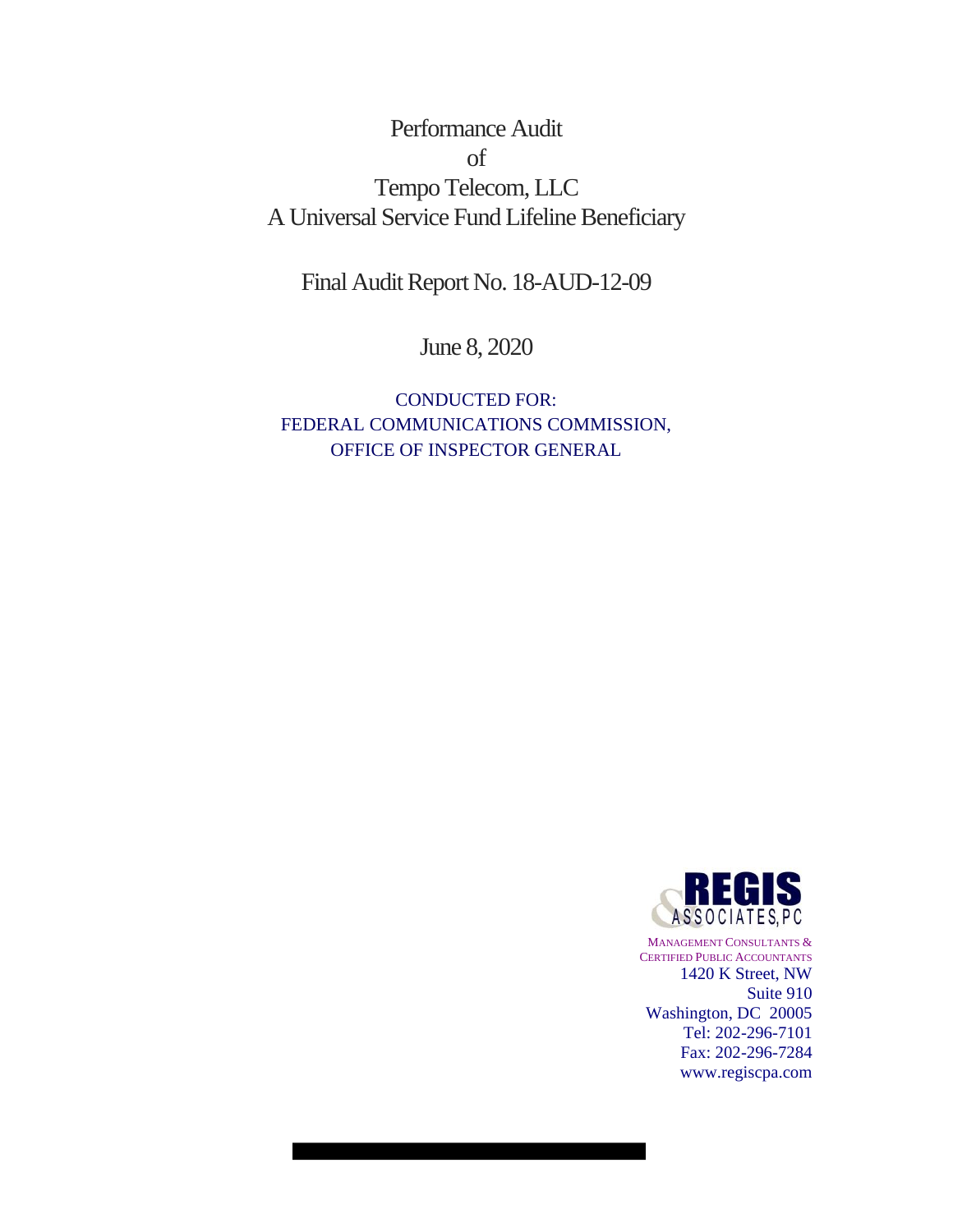# Performance Audit
# of
# Tempo Telecom, LLC
# A Universal Service Fund Lifeline Beneficiary

## Final Audit Report No. 18-AUD-12-09

June 8, 2020

CONDUCTED FOR:
FEDERAL COMMUNICATIONS COMMISSION,
OFFICE OF INSPECTOR GENERAL

REGIS
ASSOCIATES, PC

MANAGEMENT CONSULTANTS &
CERTIFIED PUBLIC ACCOUNTANTS
1420 K Street, NW
Suite 910
Washington, DC 20005
Tel: 202-296-7101
Fax: 202-296-7284
www.regiscpa.com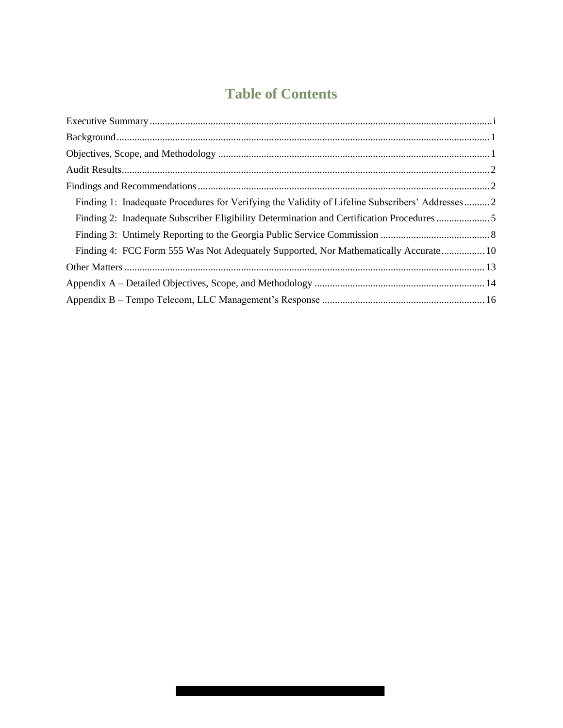# Table of Contents

Executive Summary .................................................................................................................................... i

Background ................................................................................................................................................ 1

Objectives, Scope, and Methodology ........................................................................................................ 1

Audit Results .............................................................................................................................................. 2

Findings and Recommendations ............................................................................................................... 2

- Finding 1: Inadequate Procedures for Verifying the Validity of Lifeline Subscribers' Addresses .......... 2
- Finding 2: Inadequate Subscriber Eligibility Determination and Certification Procedures ..................... 5
- Finding 3: Untimely Reporting to the Georgia Public Service Commission ........................................... 8
- Finding 4: FCC Form 555 Was Not Adequately Supported, Nor Mathematically Accurate ................. 10

Other Matters ........................................................................................................................................... 13

Appendix A – Detailed Objectives, Scope, and Methodology ................................................................. 14

Appendix B – Tempo Telecom, LLC Management's Response .............................................................. 16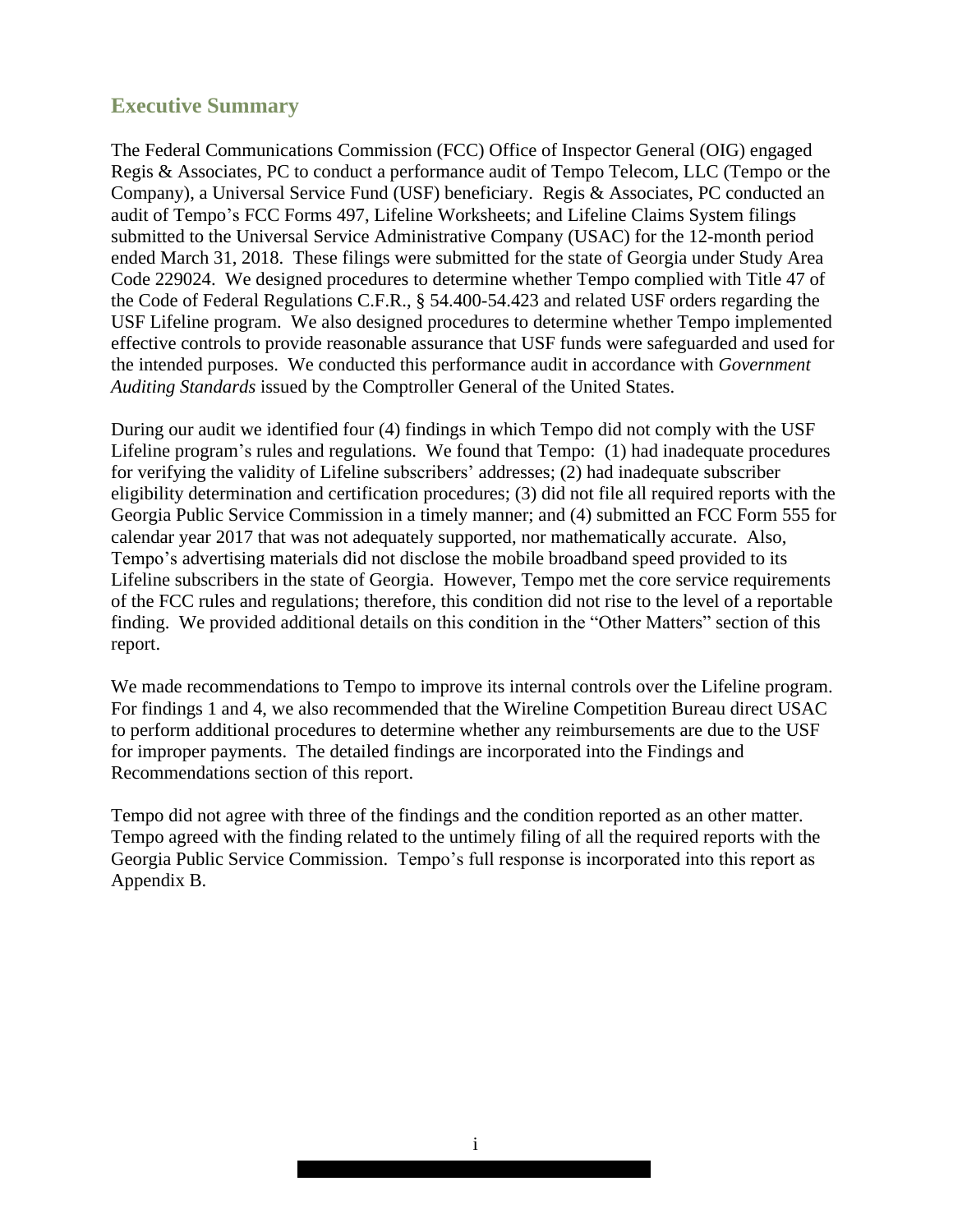## Executive Summary

The Federal Communications Commission (FCC) Office of Inspector General (OIG) engaged Regis & Associates, PC to conduct a performance audit of Tempo Telecom, LLC (Tempo or the Company), a Universal Service Fund (USF) beneficiary. Regis & Associates, PC conducted an audit of Tempo's FCC Forms 497, Lifeline Worksheets; and Lifeline Claims System filings submitted to the Universal Service Administrative Company (USAC) for the 12-month period ended March 31, 2018. These filings were submitted for the state of Georgia under Study Area Code 229024. We designed procedures to determine whether Tempo complied with Title 47 of the Code of Federal Regulations C.F.R., § 54.400-54.423 and related USF orders regarding the USF Lifeline program. We also designed procedures to determine whether Tempo implemented effective controls to provide reasonable assurance that USF funds were safeguarded and used for the intended purposes. We conducted this performance audit in accordance with *Government Auditing Standards* issued by the Comptroller General of the United States.

During our audit we identified four (4) findings in which Tempo did not comply with the USF Lifeline program's rules and regulations. We found that Tempo: (1) had inadequate procedures for verifying the validity of Lifeline subscribers' addresses; (2) had inadequate subscriber eligibility determination and certification procedures; (3) did not file all required reports with the Georgia Public Service Commission in a timely manner; and (4) submitted an FCC Form 555 for calendar year 2017 that was not adequately supported, nor mathematically accurate. Also, Tempo's advertising materials did not disclose the mobile broadband speed provided to its Lifeline subscribers in the state of Georgia. However, Tempo met the core service requirements of the FCC rules and regulations; therefore, this condition did not rise to the level of a reportable finding. We provided additional details on this condition in the "Other Matters" section of this report.

We made recommendations to Tempo to improve its internal controls over the Lifeline program. For findings 1 and 4, we also recommended that the Wireline Competition Bureau direct USAC to perform additional procedures to determine whether any reimbursements are due to the USF for improper payments. The detailed findings are incorporated into the Findings and Recommendations section of this report.

Tempo did not agree with three of the findings and the condition reported as an other matter. Tempo agreed with the finding related to the untimely filing of all the required reports with the Georgia Public Service Commission. Tempo's full response is incorporated into this report as Appendix B.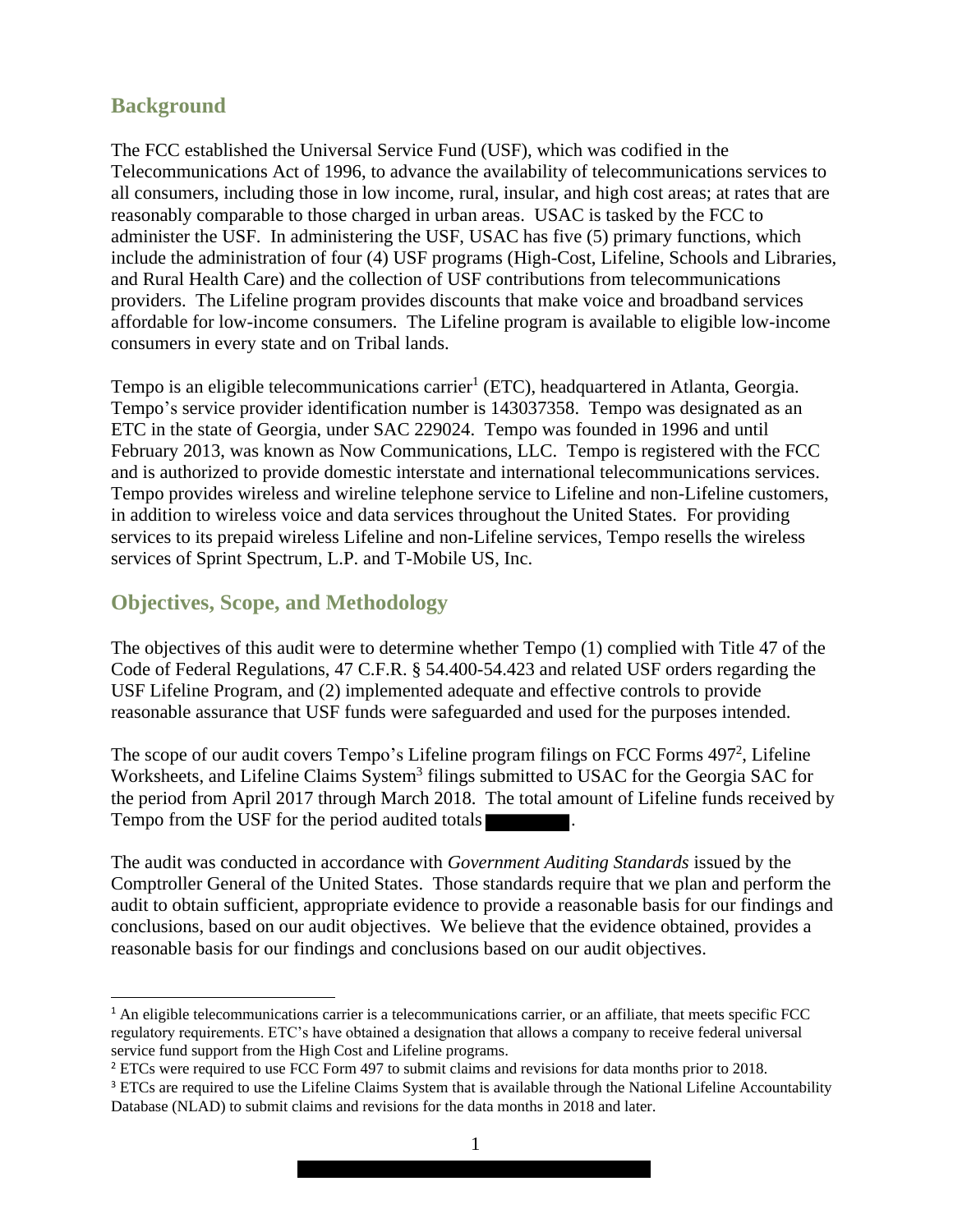## Background

The FCC established the Universal Service Fund (USF), which was codified in the Telecommunications Act of 1996, to advance the availability of telecommunications services to all consumers, including those in low income, rural, insular, and high cost areas; at rates that are reasonably comparable to those charged in urban areas. USAC is tasked by the FCC to administer the USF. In administering the USF, USAC has five (5) primary functions, which include the administration of four (4) USF programs (High-Cost, Lifeline, Schools and Libraries, and Rural Health Care) and the collection of USF contributions from telecommunications providers. The Lifeline program provides discounts that make voice and broadband services affordable for low-income consumers. The Lifeline program is available to eligible low-income consumers in every state and on Tribal lands.

Tempo is an eligible telecommunications carrier[1] (ETC), headquartered in Atlanta, Georgia. Tempo's service provider identification number is 143037358. Tempo was designated as an ETC in the state of Georgia, under SAC 229024. Tempo was founded in 1996 and until February 2013, was known as Now Communications, LLC. Tempo is registered with the FCC and is authorized to provide domestic interstate and international telecommunications services. Tempo provides wireless and wireline telephone service to Lifeline and non-Lifeline customers, in addition to wireless voice and data services throughout the United States. For providing services to its prepaid wireless Lifeline and non-Lifeline services, Tempo resells the wireless services of Sprint Spectrum, L.P. and T-Mobile US, Inc.

## Objectives, Scope, and Methodology

The objectives of this audit were to determine whether Tempo (1) complied with Title 47 of the Code of Federal Regulations, 47 C.F.R. § 54.400-54.423 and related USF orders regarding the USF Lifeline Program, and (2) implemented adequate and effective controls to provide reasonable assurance that USF funds were safeguarded and used for the purposes intended.

The scope of our audit covers Tempo's Lifeline program filings on FCC Forms 497[2], Lifeline Worksheets, and Lifeline Claims System[3] filings submitted to USAC for the Georgia SAC for the period from April 2017 through March 2018. The total amount of Lifeline funds received by Tempo from the USF for the period audited totals [REDACTED].

The audit was conducted in accordance with *Government Auditing Standards* issued by the Comptroller General of the United States. Those standards require that we plan and perform the audit to obtain sufficient, appropriate evidence to provide a reasonable basis for our findings and conclusions, based on our audit objectives. We believe that the evidence obtained, provides a reasonable basis for our findings and conclusions based on our audit objectives.

---

[1] An eligible telecommunications carrier is a telecommunications carrier, or an affiliate, that meets specific FCC regulatory requirements. ETC's have obtained a designation that allows a company to receive federal universal service fund support from the High Cost and Lifeline programs.

[2] ETCs were required to use FCC Form 497 to submit claims and revisions for data months prior to 2018.

[3] ETCs are required to use the Lifeline Claims System that is available through the National Lifeline Accountability Database (NLAD) to submit claims and revisions for the data months in 2018 and later.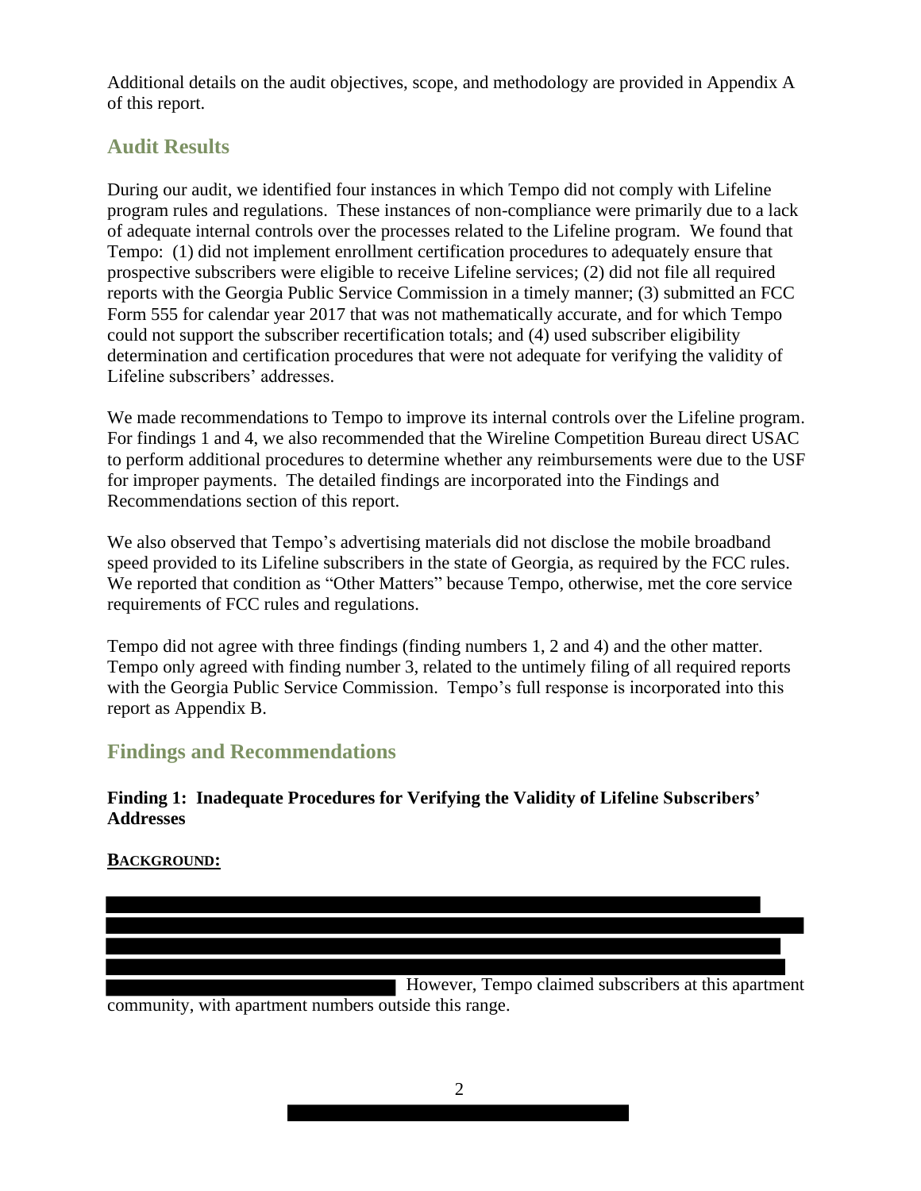Additional details on the audit objectives, scope, and methodology are provided in Appendix A of this report.

## Audit Results

During our audit, we identified four instances in which Tempo did not comply with Lifeline program rules and regulations. These instances of non-compliance were primarily due to a lack of adequate internal controls over the processes related to the Lifeline program. We found that Tempo: (1) did not implement enrollment certification procedures to adequately ensure that prospective subscribers were eligible to receive Lifeline services; (2) did not file all required reports with the Georgia Public Service Commission in a timely manner; (3) submitted an FCC Form 555 for calendar year 2017 that was not mathematically accurate, and for which Tempo could not support the subscriber recertification totals; and (4) used subscriber eligibility determination and certification procedures that were not adequate for verifying the validity of Lifeline subscribers' addresses.

We made recommendations to Tempo to improve its internal controls over the Lifeline program. For findings 1 and 4, we also recommended that the Wireline Competition Bureau direct USAC to perform additional procedures to determine whether any reimbursements were due to the USF for improper payments. The detailed findings are incorporated into the Findings and Recommendations section of this report.

We also observed that Tempo's advertising materials did not disclose the mobile broadband speed provided to its Lifeline subscribers in the state of Georgia, as required by the FCC rules. We reported that condition as "Other Matters" because Tempo, otherwise, met the core service requirements of FCC rules and regulations.

Tempo did not agree with three findings (finding numbers 1, 2 and 4) and the other matter. Tempo only agreed with finding number 3, related to the untimely filing of all required reports with the Georgia Public Service Commission. Tempo's full response is incorporated into this report as Appendix B.

## Findings and Recommendations

### Finding 1: Inadequate Procedures for Verifying the Validity of Lifeline Subscribers' Addresses

**BACKGROUND:**

However, Tempo claimed subscribers at this apartment community, with apartment numbers outside this range.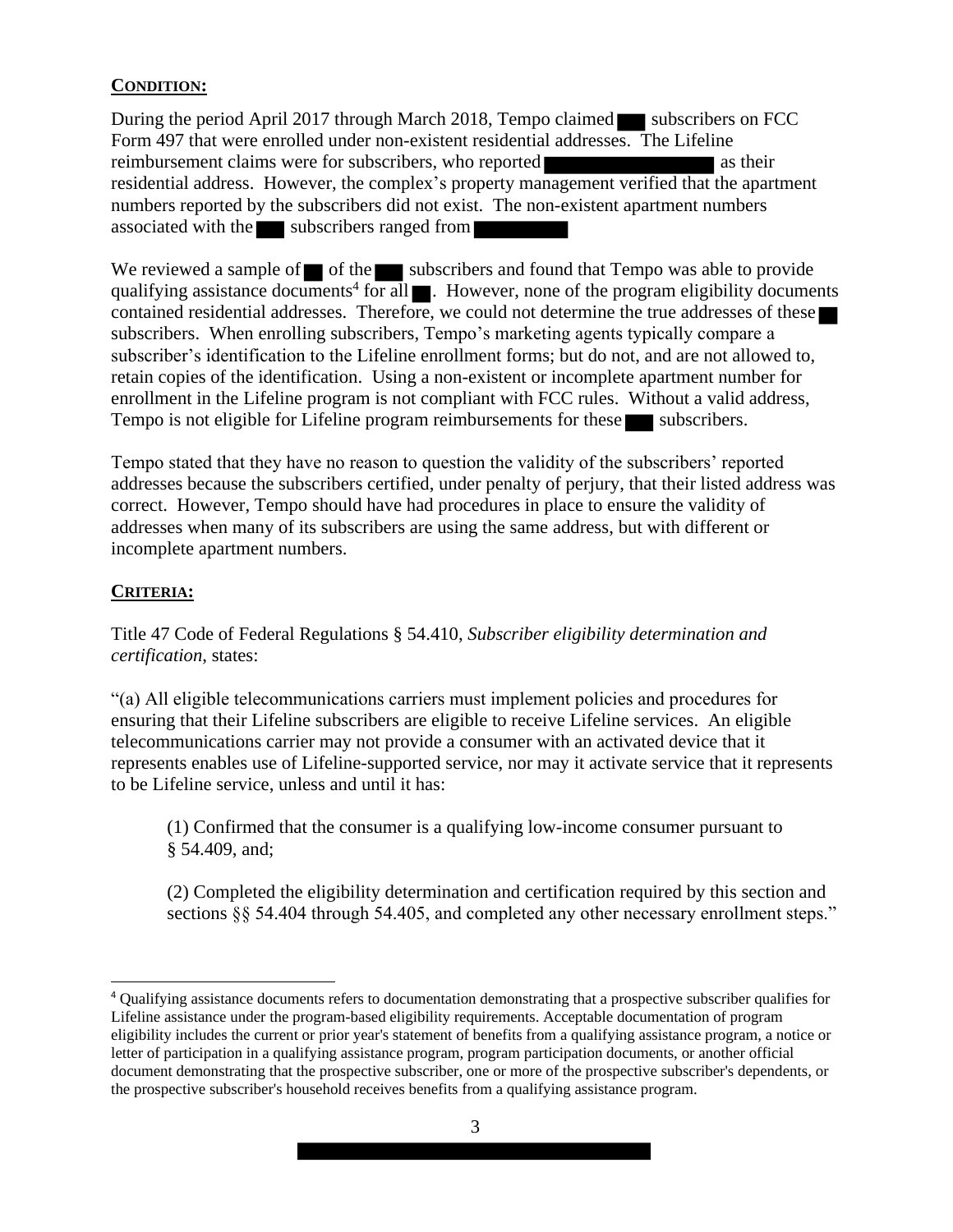**CONDITION:**

During the period April 2017 through March 2018, Tempo claimed ███ subscribers on FCC Form 497 that were enrolled under non-existent residential addresses. The Lifeline reimbursement claims were for subscribers, who reported ████████████████ as their residential address. However, the complex's property management verified that the apartment numbers reported by the subscribers did not exist. The non-existent apartment numbers associated with the ███ subscribers ranged from ████████

We reviewed a sample of ██ of the ███ subscribers and found that Tempo was able to provide qualifying assistance documents[4] for all ██. However, none of the program eligibility documents contained residential addresses. Therefore, we could not determine the true addresses of these ██ subscribers. When enrolling subscribers, Tempo's marketing agents typically compare a subscriber's identification to the Lifeline enrollment forms; but do not, and are not allowed to, retain copies of the identification. Using a non-existent or incomplete apartment number for enrollment in the Lifeline program is not compliant with FCC rules. Without a valid address, Tempo is not eligible for Lifeline program reimbursements for these ███ subscribers.

Tempo stated that they have no reason to question the validity of the subscribers' reported addresses because the subscribers certified, under penalty of perjury, that their listed address was correct. However, Tempo should have had procedures in place to ensure the validity of addresses when many of its subscribers are using the same address, but with different or incomplete apartment numbers.

**CRITERIA:**

Title 47 Code of Federal Regulations § 54.410, *Subscriber eligibility determination and certification*, states:

"(a) All eligible telecommunications carriers must implement policies and procedures for ensuring that their Lifeline subscribers are eligible to receive Lifeline services. An eligible telecommunications carrier may not provide a consumer with an activated device that it represents enables use of Lifeline-supported service, nor may it activate service that it represents to be Lifeline service, unless and until it has:

> (1) Confirmed that the consumer is a qualifying low-income consumer pursuant to § 54.409, and;
>
> (2) Completed the eligibility determination and certification required by this section and sections §§ 54.404 through 54.405, and completed any other necessary enrollment steps."

[4] Qualifying assistance documents refers to documentation demonstrating that a prospective subscriber qualifies for Lifeline assistance under the program-based eligibility requirements. Acceptable documentation of program eligibility includes the current or prior year's statement of benefits from a qualifying assistance program, a notice or letter of participation in a qualifying assistance program, program participation documents, or another official document demonstrating that the prospective subscriber, one or more of the prospective subscriber's dependents, or the prospective subscriber's household receives benefits from a qualifying assistance program.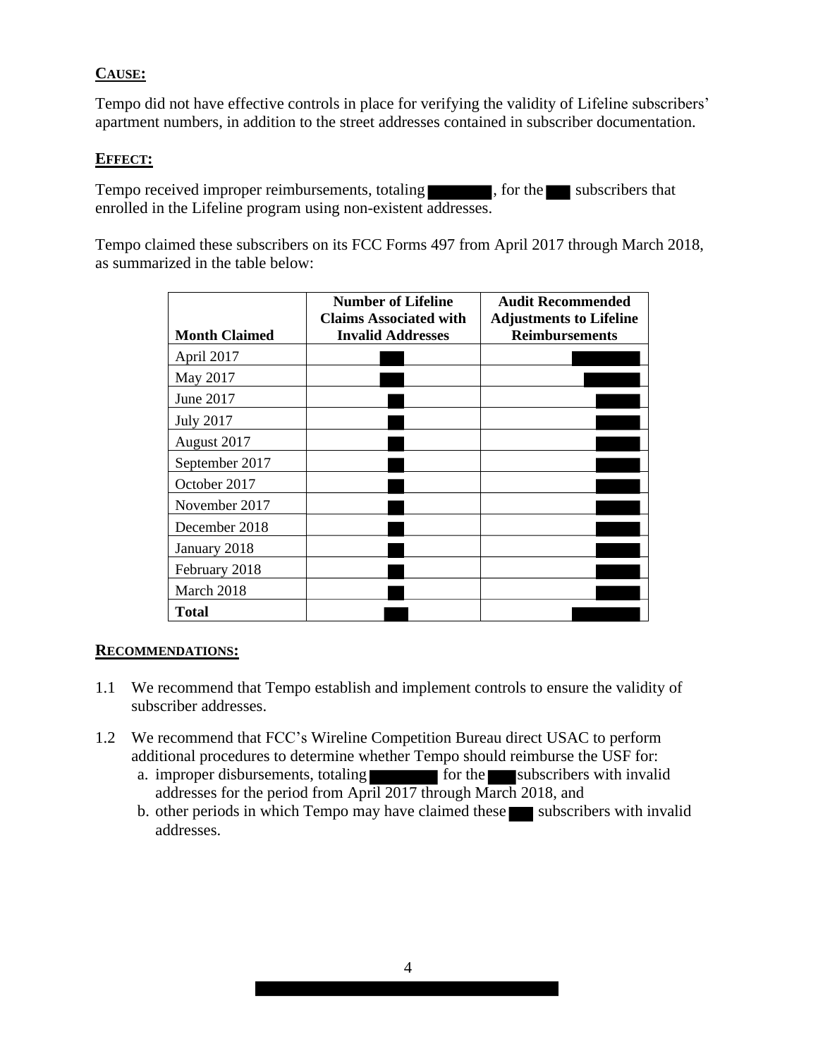**CAUSE:**

Tempo did not have effective controls in place for verifying the validity of Lifeline subscribers' apartment numbers, in addition to the street addresses contained in subscriber documentation.

**EFFECT:**

Tempo received improper reimbursements, totaling ████, for the ██ subscribers that enrolled in the Lifeline program using non-existent addresses.

Tempo claimed these subscribers on its FCC Forms 497 from April 2017 through March 2018, as summarized in the table below:

| Month Claimed | Number of Lifeline Claims Associated with Invalid Addresses | Audit Recommended Adjustments to Lifeline Reimbursements |
|---|---|---|
| April 2017 | ██ | ████ |
| May 2017 | ██ | ████ |
| June 2017 | ██ | ████ |
| July 2017 | ██ | ████ |
| August 2017 | ██ | ████ |
| September 2017 | ██ | ████ |
| October 2017 | ██ | ████ |
| November 2017 | ██ | ████ |
| December 2018 | ██ | ████ |
| January 2018 | ██ | ████ |
| February 2018 | ██ | ████ |
| March 2018 | ██ | ████ |
| **Total** | ██ | ████ |

**RECOMMENDATIONS:**

1.1 We recommend that Tempo establish and implement controls to ensure the validity of subscriber addresses.

1.2 We recommend that FCC's Wireline Competition Bureau direct USAC to perform additional procedures to determine whether Tempo should reimburse the USF for:
   a. improper disbursements, totaling ████ for the ██ subscribers with invalid addresses for the period from April 2017 through March 2018, and
   b. other periods in which Tempo may have claimed these ██ subscribers with invalid addresses.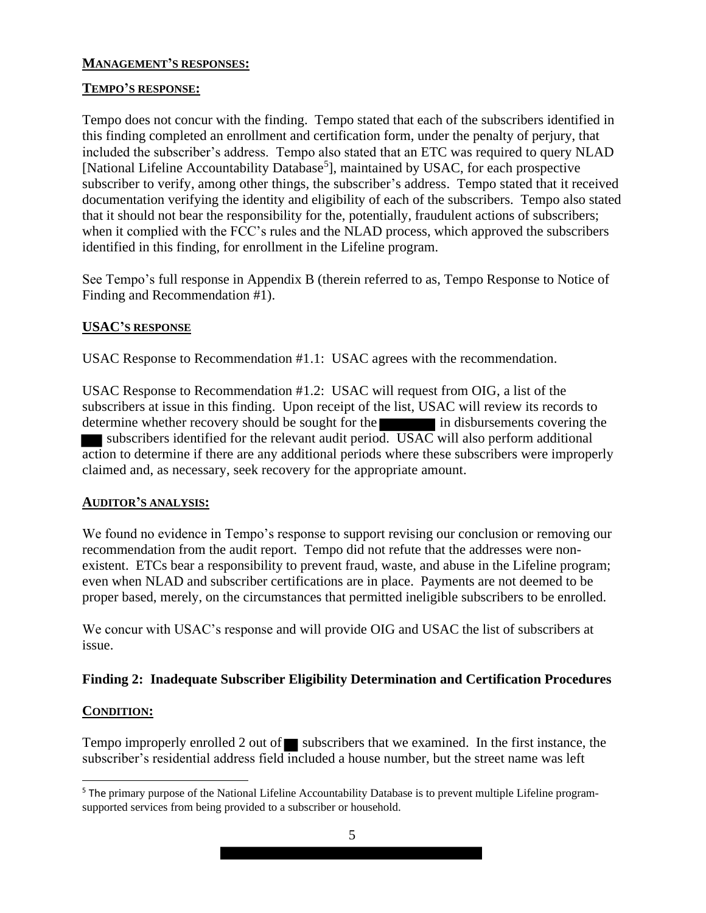**MANAGEMENT'S RESPONSES:**

**TEMPO'S RESPONSE:**

Tempo does not concur with the finding. Tempo stated that each of the subscribers identified in this finding completed an enrollment and certification form, under the penalty of perjury, that included the subscriber's address. Tempo also stated that an ETC was required to query NLAD [National Lifeline Accountability Database[5]], maintained by USAC, for each prospective subscriber to verify, among other things, the subscriber's address. Tempo stated that it received documentation verifying the identity and eligibility of each of the subscribers. Tempo also stated that it should not bear the responsibility for the, potentially, fraudulent actions of subscribers; when it complied with the FCC's rules and the NLAD process, which approved the subscribers identified in this finding, for enrollment in the Lifeline program.

See Tempo's full response in Appendix B (therein referred to as, Tempo Response to Notice of Finding and Recommendation #1).

**USAC'S RESPONSE**

USAC Response to Recommendation #1.1: USAC agrees with the recommendation.

USAC Response to Recommendation #1.2: USAC will request from OIG, a list of the subscribers at issue in this finding. Upon receipt of the list, USAC will review its records to determine whether recovery should be sought for the ██████ in disbursements covering the ██ subscribers identified for the relevant audit period. USAC will also perform additional action to determine if there are any additional periods where these subscribers were improperly claimed and, as necessary, seek recovery for the appropriate amount.

**AUDITOR'S ANALYSIS:**

We found no evidence in Tempo's response to support revising our conclusion or removing our recommendation from the audit report. Tempo did not refute that the addresses were non-existent. ETCs bear a responsibility to prevent fraud, waste, and abuse in the Lifeline program; even when NLAD and subscriber certifications are in place. Payments are not deemed to be proper based, merely, on the circumstances that permitted ineligible subscribers to be enrolled.

We concur with USAC's response and will provide OIG and USAC the list of subscribers at issue.

## Finding 2: Inadequate Subscriber Eligibility Determination and Certification Procedures

**CONDITION:**

Tempo improperly enrolled 2 out of ██ subscribers that we examined. In the first instance, the subscriber's residential address field included a house number, but the street name was left

[5] The primary purpose of the National Lifeline Accountability Database is to prevent multiple Lifeline program-supported services from being provided to a subscriber or household.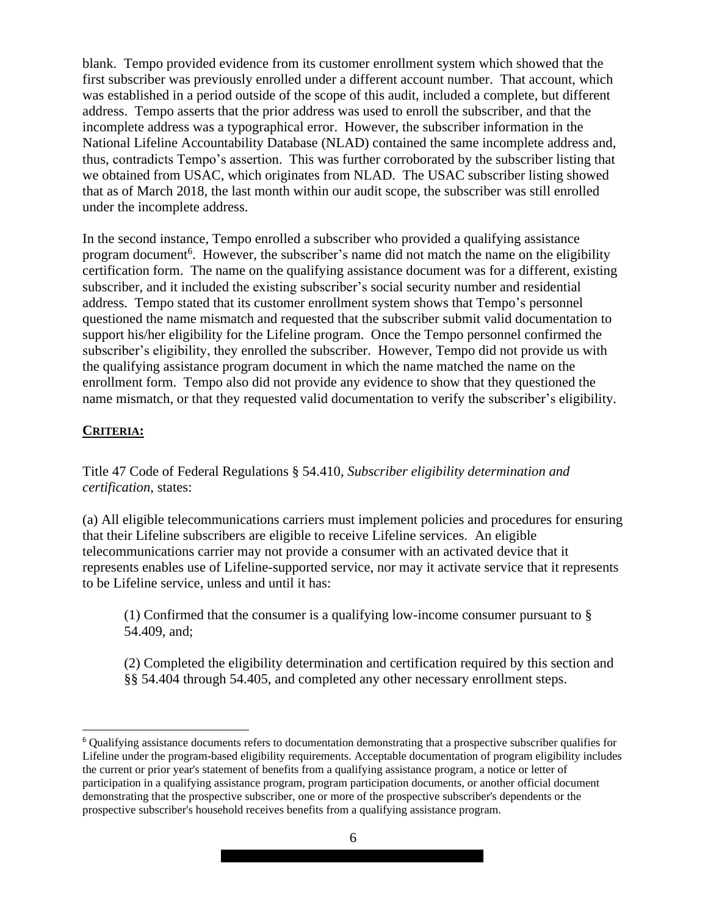blank. Tempo provided evidence from its customer enrollment system which showed that the first subscriber was previously enrolled under a different account number. That account, which was established in a period outside of the scope of this audit, included a complete, but different address. Tempo asserts that the prior address was used to enroll the subscriber, and that the incomplete address was a typographical error. However, the subscriber information in the National Lifeline Accountability Database (NLAD) contained the same incomplete address and, thus, contradicts Tempo's assertion. This was further corroborated by the subscriber listing that we obtained from USAC, which originates from NLAD. The USAC subscriber listing showed that as of March 2018, the last month within our audit scope, the subscriber was still enrolled under the incomplete address.

In the second instance, Tempo enrolled a subscriber who provided a qualifying assistance program document[6]. However, the subscriber's name did not match the name on the eligibility certification form. The name on the qualifying assistance document was for a different, existing subscriber, and it included the existing subscriber's social security number and residential address. Tempo stated that its customer enrollment system shows that Tempo's personnel questioned the name mismatch and requested that the subscriber submit valid documentation to support his/her eligibility for the Lifeline program. Once the Tempo personnel confirmed the subscriber's eligibility, they enrolled the subscriber. However, Tempo did not provide us with the qualifying assistance program document in which the name matched the name on the enrollment form. Tempo also did not provide any evidence to show that they questioned the name mismatch, or that they requested valid documentation to verify the subscriber's eligibility.

**CRITERIA:**

Title 47 Code of Federal Regulations § 54.410, *Subscriber eligibility determination and certification*, states:

(a) All eligible telecommunications carriers must implement policies and procedures for ensuring that their Lifeline subscribers are eligible to receive Lifeline services. An eligible telecommunications carrier may not provide a consumer with an activated device that it represents enables use of Lifeline-supported service, nor may it activate service that it represents to be Lifeline service, unless and until it has:

> (1) Confirmed that the consumer is a qualifying low-income consumer pursuant to § 54.409, and;
>
> (2) Completed the eligibility determination and certification required by this section and §§ 54.404 through 54.405, and completed any other necessary enrollment steps.

---

[6] Qualifying assistance documents refers to documentation demonstrating that a prospective subscriber qualifies for Lifeline under the program-based eligibility requirements. Acceptable documentation of program eligibility includes the current or prior year's statement of benefits from a qualifying assistance program, a notice or letter of participation in a qualifying assistance program, program participation documents, or another official document demonstrating that the prospective subscriber, one or more of the prospective subscriber's dependents or the prospective subscriber's household receives benefits from a qualifying assistance program.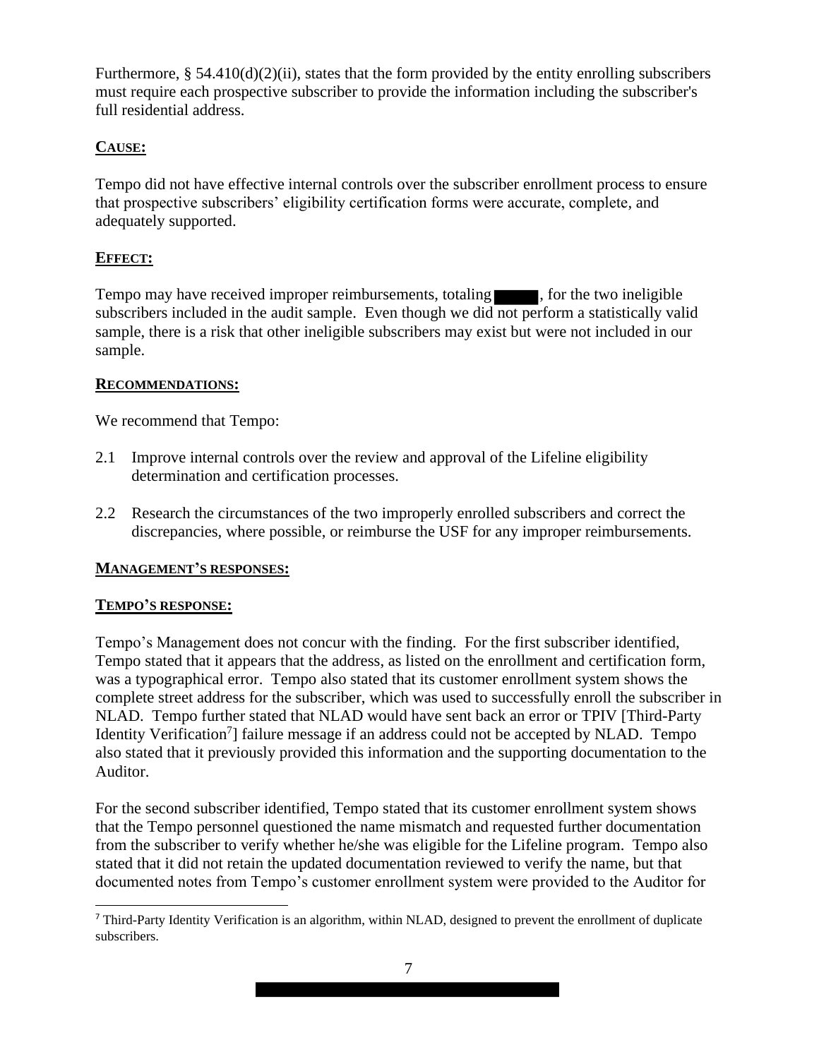Furthermore, § 54.410(d)(2)(ii), states that the form provided by the entity enrolling subscribers must require each prospective subscriber to provide the information including the subscriber's full residential address.

**CAUSE:**

Tempo did not have effective internal controls over the subscriber enrollment process to ensure that prospective subscribers' eligibility certification forms were accurate, complete, and adequately supported.

**EFFECT:**

Tempo may have received improper reimbursements, totaling ██████, for the two ineligible subscribers included in the audit sample. Even though we did not perform a statistically valid sample, there is a risk that other ineligible subscribers may exist but were not included in our sample.

**RECOMMENDATIONS:**

We recommend that Tempo:

2.1 Improve internal controls over the review and approval of the Lifeline eligibility determination and certification processes.

2.2 Research the circumstances of the two improperly enrolled subscribers and correct the discrepancies, where possible, or reimburse the USF for any improper reimbursements.

**MANAGEMENT'S RESPONSES:**

**TEMPO'S RESPONSE:**

Tempo's Management does not concur with the finding. For the first subscriber identified, Tempo stated that it appears that the address, as listed on the enrollment and certification form, was a typographical error. Tempo also stated that its customer enrollment system shows the complete street address for the subscriber, which was used to successfully enroll the subscriber in NLAD. Tempo further stated that NLAD would have sent back an error or TPIV [Third-Party Identity Verification[7]] failure message if an address could not be accepted by NLAD. Tempo also stated that it previously provided this information and the supporting documentation to the Auditor.

For the second subscriber identified, Tempo stated that its customer enrollment system shows that the Tempo personnel questioned the name mismatch and requested further documentation from the subscriber to verify whether he/she was eligible for the Lifeline program. Tempo also stated that it did not retain the updated documentation reviewed to verify the name, but that documented notes from Tempo's customer enrollment system were provided to the Auditor for

[7] Third-Party Identity Verification is an algorithm, within NLAD, designed to prevent the enrollment of duplicate subscribers.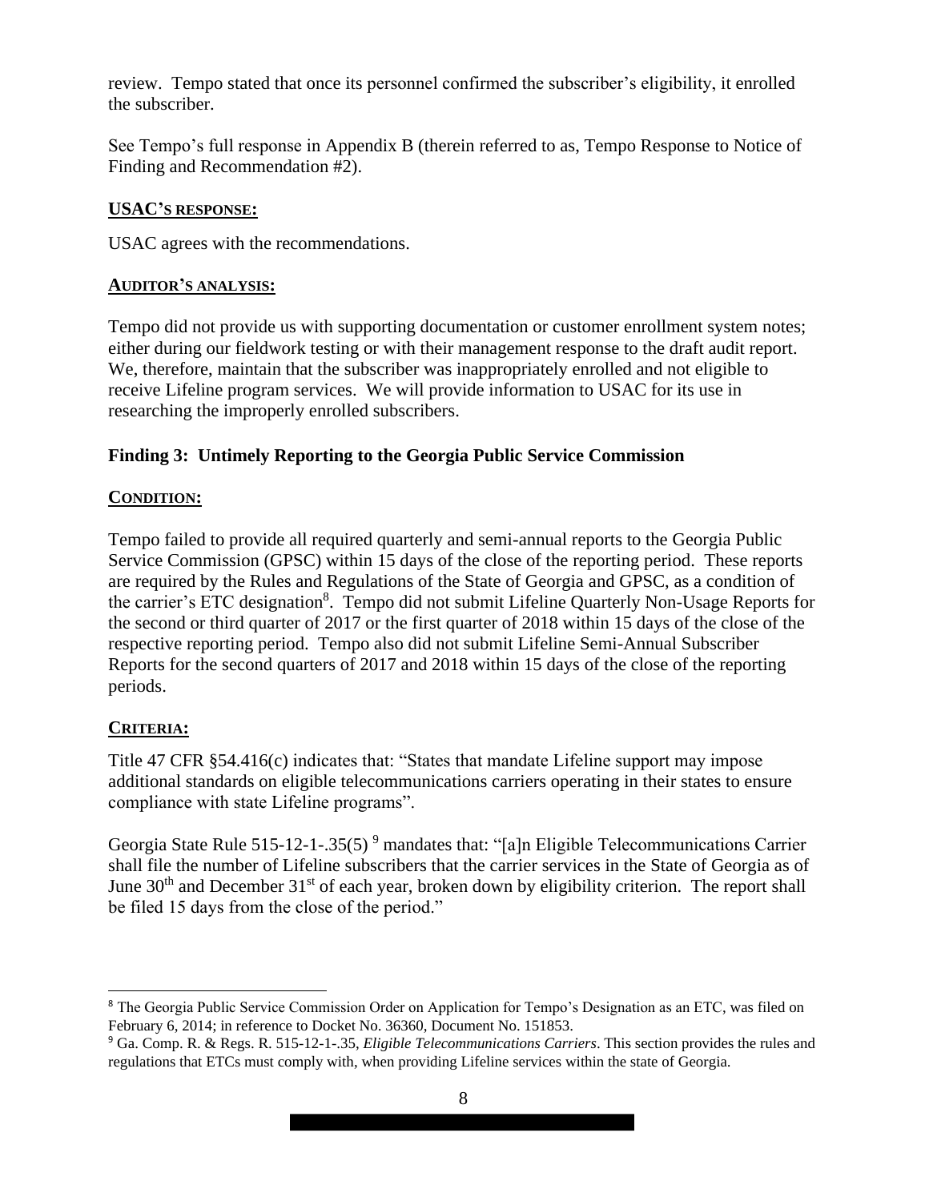review. Tempo stated that once its personnel confirmed the subscriber's eligibility, it enrolled the subscriber.

See Tempo's full response in Appendix B (therein referred to as, Tempo Response to Notice of Finding and Recommendation #2).

**USAC'S RESPONSE:**

USAC agrees with the recommendations.

**AUDITOR'S ANALYSIS:**

Tempo did not provide us with supporting documentation or customer enrollment system notes; either during our fieldwork testing or with their management response to the draft audit report. We, therefore, maintain that the subscriber was inappropriately enrolled and not eligible to receive Lifeline program services. We will provide information to USAC for its use in researching the improperly enrolled subscribers.

### Finding 3: Untimely Reporting to the Georgia Public Service Commission

**CONDITION:**

Tempo failed to provide all required quarterly and semi-annual reports to the Georgia Public Service Commission (GPSC) within 15 days of the close of the reporting period. These reports are required by the Rules and Regulations of the State of Georgia and GPSC, as a condition of the carrier's ETC designation[8]. Tempo did not submit Lifeline Quarterly Non-Usage Reports for the second or third quarter of 2017 or the first quarter of 2018 within 15 days of the close of the respective reporting period. Tempo also did not submit Lifeline Semi-Annual Subscriber Reports for the second quarters of 2017 and 2018 within 15 days of the close of the reporting periods.

**CRITERIA:**

Title 47 CFR §54.416(c) indicates that: "States that mandate Lifeline support may impose additional standards on eligible telecommunications carriers operating in their states to ensure compliance with state Lifeline programs".

Georgia State Rule 515-12-1-.35(5) [9] mandates that: "[a]n Eligible Telecommunications Carrier shall file the number of Lifeline subscribers that the carrier services in the State of Georgia as of June 30th and December 31st of each year, broken down by eligibility criterion. The report shall be filed 15 days from the close of the period."

---

[8] The Georgia Public Service Commission Order on Application for Tempo's Designation as an ETC, was filed on February 6, 2014; in reference to Docket No. 36360, Document No. 151853.

[9] Ga. Comp. R. & Regs. R. 515-12-1-.35, *Eligible Telecommunications Carriers*. This section provides the rules and regulations that ETCs must comply with, when providing Lifeline services within the state of Georgia.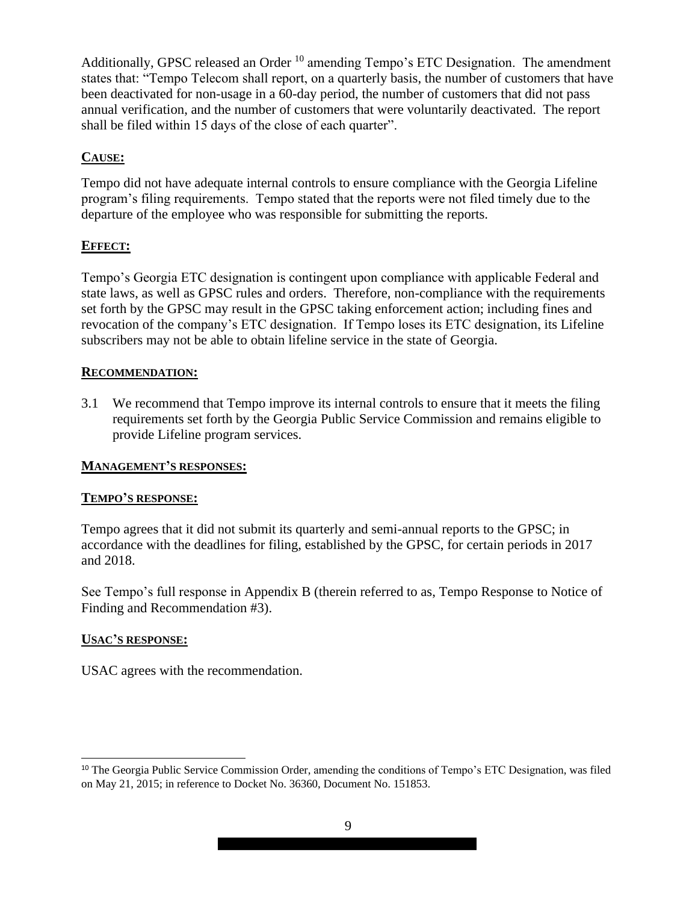Additionally, GPSC released an Order [10] amending Tempo's ETC Designation. The amendment states that: "Tempo Telecom shall report, on a quarterly basis, the number of customers that have been deactivated for non-usage in a 60-day period, the number of customers that did not pass annual verification, and the number of customers that were voluntarily deactivated. The report shall be filed within 15 days of the close of each quarter".

**CAUSE:**

Tempo did not have adequate internal controls to ensure compliance with the Georgia Lifeline program's filing requirements. Tempo stated that the reports were not filed timely due to the departure of the employee who was responsible for submitting the reports.

**EFFECT:**

Tempo's Georgia ETC designation is contingent upon compliance with applicable Federal and state laws, as well as GPSC rules and orders. Therefore, non-compliance with the requirements set forth by the GPSC may result in the GPSC taking enforcement action; including fines and revocation of the company's ETC designation. If Tempo loses its ETC designation, its Lifeline subscribers may not be able to obtain lifeline service in the state of Georgia.

**RECOMMENDATION:**

3.1 We recommend that Tempo improve its internal controls to ensure that it meets the filing requirements set forth by the Georgia Public Service Commission and remains eligible to provide Lifeline program services.

**MANAGEMENT'S RESPONSES:**

**TEMPO'S RESPONSE:**

Tempo agrees that it did not submit its quarterly and semi-annual reports to the GPSC; in accordance with the deadlines for filing, established by the GPSC, for certain periods in 2017 and 2018.

See Tempo's full response in Appendix B (therein referred to as, Tempo Response to Notice of Finding and Recommendation #3).

**USAC'S RESPONSE:**

USAC agrees with the recommendation.

---

[10] The Georgia Public Service Commission Order, amending the conditions of Tempo's ETC Designation, was filed on May 21, 2015; in reference to Docket No. 36360, Document No. 151853.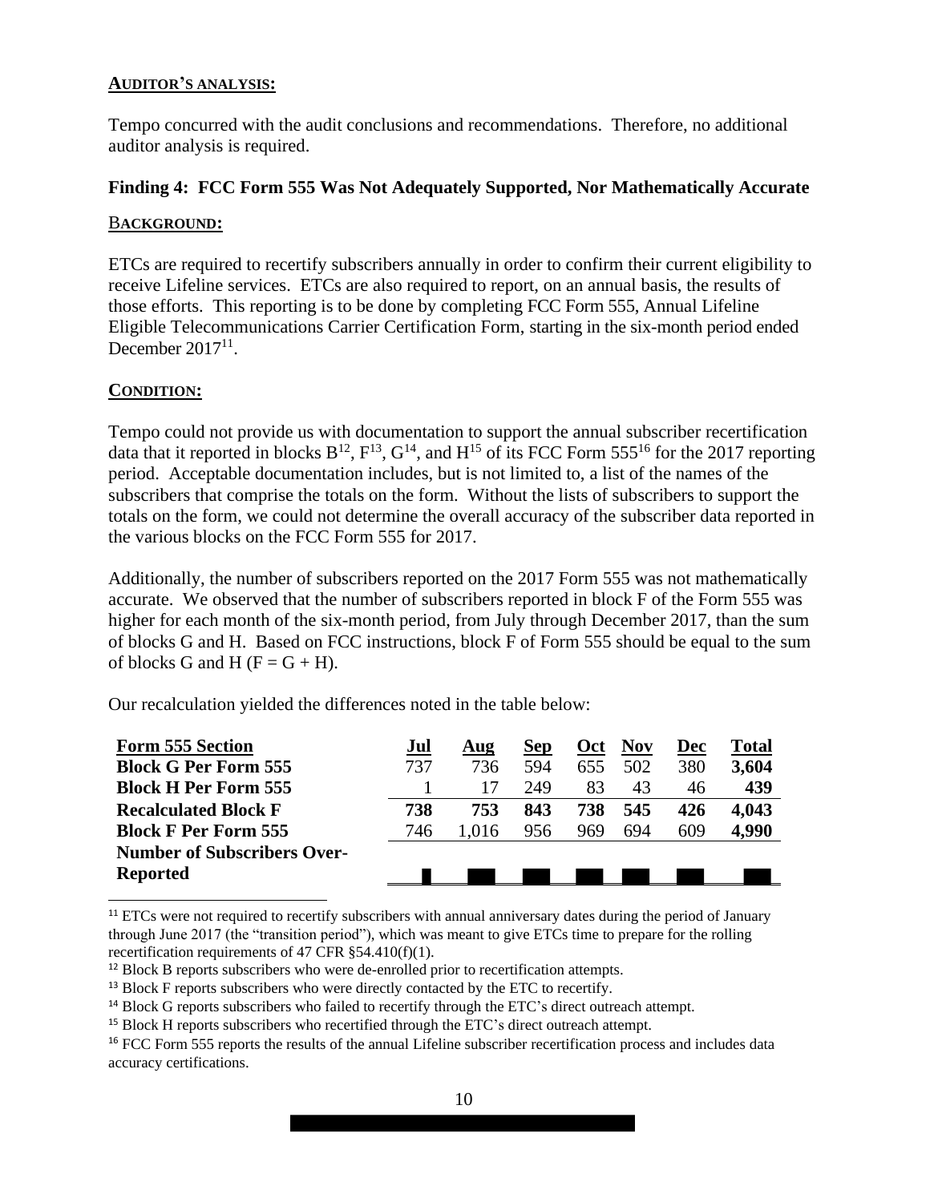**AUDITOR'S ANALYSIS:**

Tempo concurred with the audit conclusions and recommendations. Therefore, no additional auditor analysis is required.

### Finding 4: FCC Form 555 Was Not Adequately Supported, Nor Mathematically Accurate

**BACKGROUND:**

ETCs are required to recertify subscribers annually in order to confirm their current eligibility to receive Lifeline services. ETCs are also required to report, on an annual basis, the results of those efforts. This reporting is to be done by completing FCC Form 555, Annual Lifeline Eligible Telecommunications Carrier Certification Form, starting in the six-month period ended December 2017[11].

**CONDITION:**

Tempo could not provide us with documentation to support the annual subscriber recertification data that it reported in blocks B[12], F[13], G[14], and H[15] of its FCC Form 555[16] for the 2017 reporting period. Acceptable documentation includes, but is not limited to, a list of the names of the subscribers that comprise the totals on the form. Without the lists of subscribers to support the totals on the form, we could not determine the overall accuracy of the subscriber data reported in the various blocks on the FCC Form 555 for 2017.

Additionally, the number of subscribers reported on the 2017 Form 555 was not mathematically accurate. We observed that the number of subscribers reported in block F of the Form 555 was higher for each month of the six-month period, from July through December 2017, than the sum of blocks G and H. Based on FCC instructions, block F of Form 555 should be equal to the sum of blocks G and H (F = G + H).

Our recalculation yielded the differences noted in the table below:

| Form 555 Section | Jul | Aug | Sep | Oct | Nov | Dec | Total |
|---|---|---|---|---|---|---|---|
| **Block G Per Form 555** | 737 | 736 | 594 | 655 | 502 | 380 | **3,604** |
| **Block H Per Form 555** | 1 | 17 | 249 | 83 | 43 | 46 | **439** |
| **Recalculated Block F** | **738** | **753** | **843** | **738** | **545** | **426** | **4,043** |
| **Block F Per Form 555** | 746 | 1,016 | 956 | 969 | 694 | 609 | **4,990** |
| **Number of Subscribers Over-Reported** | | | | | | | |

---

[11] ETCs were not required to recertify subscribers with annual anniversary dates during the period of January through June 2017 (the "transition period"), which was meant to give ETCs time to prepare for the rolling recertification requirements of 47 CFR §54.410(f)(1).

[12] Block B reports subscribers who were de-enrolled prior to recertification attempts.

[13] Block F reports subscribers who were directly contacted by the ETC to recertify.

[14] Block G reports subscribers who failed to recertify through the ETC's direct outreach attempt.

[15] Block H reports subscribers who recertified through the ETC's direct outreach attempt.

[16] FCC Form 555 reports the results of the annual Lifeline subscriber recertification process and includes data accuracy certifications.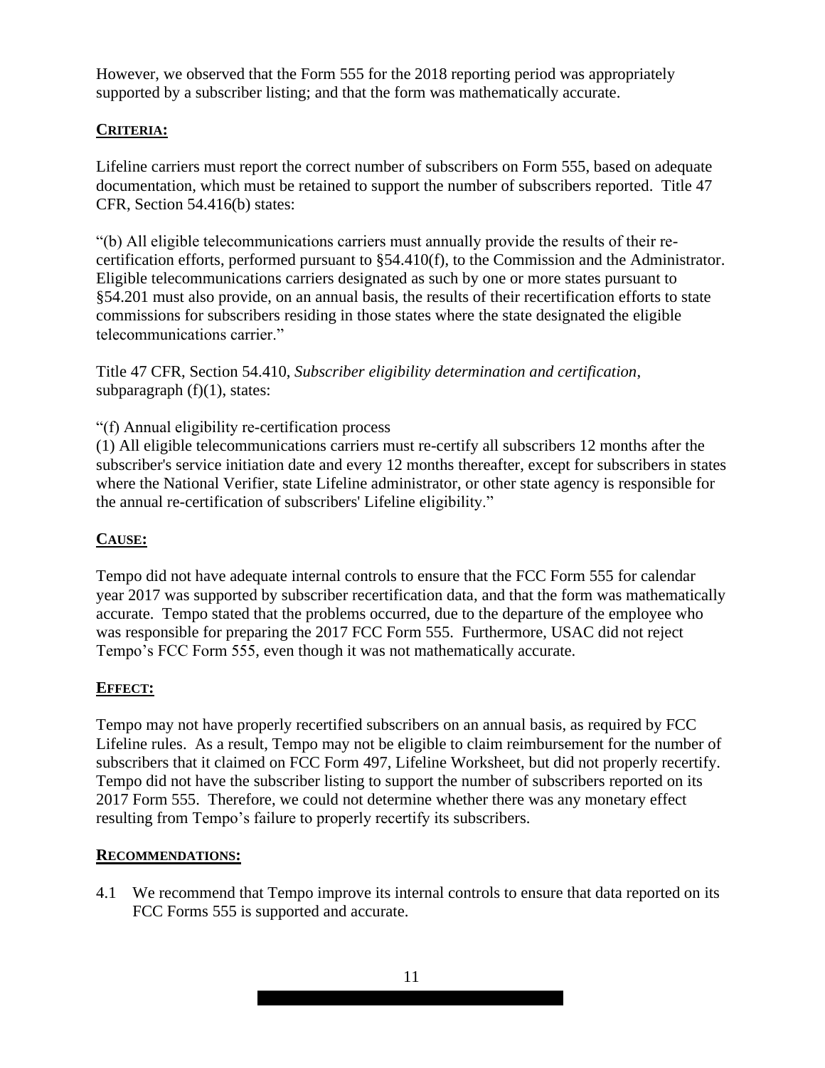However, we observed that the Form 555 for the 2018 reporting period was appropriately supported by a subscriber listing; and that the form was mathematically accurate.

**CRITERIA:**

Lifeline carriers must report the correct number of subscribers on Form 555, based on adequate documentation, which must be retained to support the number of subscribers reported. Title 47 CFR, Section 54.416(b) states:

"(b) All eligible telecommunications carriers must annually provide the results of their re-certification efforts, performed pursuant to §54.410(f), to the Commission and the Administrator. Eligible telecommunications carriers designated as such by one or more states pursuant to §54.201 must also provide, on an annual basis, the results of their recertification efforts to state commissions for subscribers residing in those states where the state designated the eligible telecommunications carrier."

Title 47 CFR, Section 54.410, *Subscriber eligibility determination and certification*, subparagraph (f)(1), states:

"(f) Annual eligibility re-certification process
(1) All eligible telecommunications carriers must re-certify all subscribers 12 months after the subscriber's service initiation date and every 12 months thereafter, except for subscribers in states where the National Verifier, state Lifeline administrator, or other state agency is responsible for the annual re-certification of subscribers' Lifeline eligibility."

**CAUSE:**

Tempo did not have adequate internal controls to ensure that the FCC Form 555 for calendar year 2017 was supported by subscriber recertification data, and that the form was mathematically accurate. Tempo stated that the problems occurred, due to the departure of the employee who was responsible for preparing the 2017 FCC Form 555. Furthermore, USAC did not reject Tempo's FCC Form 555, even though it was not mathematically accurate.

**EFFECT:**

Tempo may not have properly recertified subscribers on an annual basis, as required by FCC Lifeline rules. As a result, Tempo may not be eligible to claim reimbursement for the number of subscribers that it claimed on FCC Form 497, Lifeline Worksheet, but did not properly recertify. Tempo did not have the subscriber listing to support the number of subscribers reported on its 2017 Form 555. Therefore, we could not determine whether there was any monetary effect resulting from Tempo's failure to properly recertify its subscribers.

**RECOMMENDATIONS:**

4.1 We recommend that Tempo improve its internal controls to ensure that data reported on its FCC Forms 555 is supported and accurate.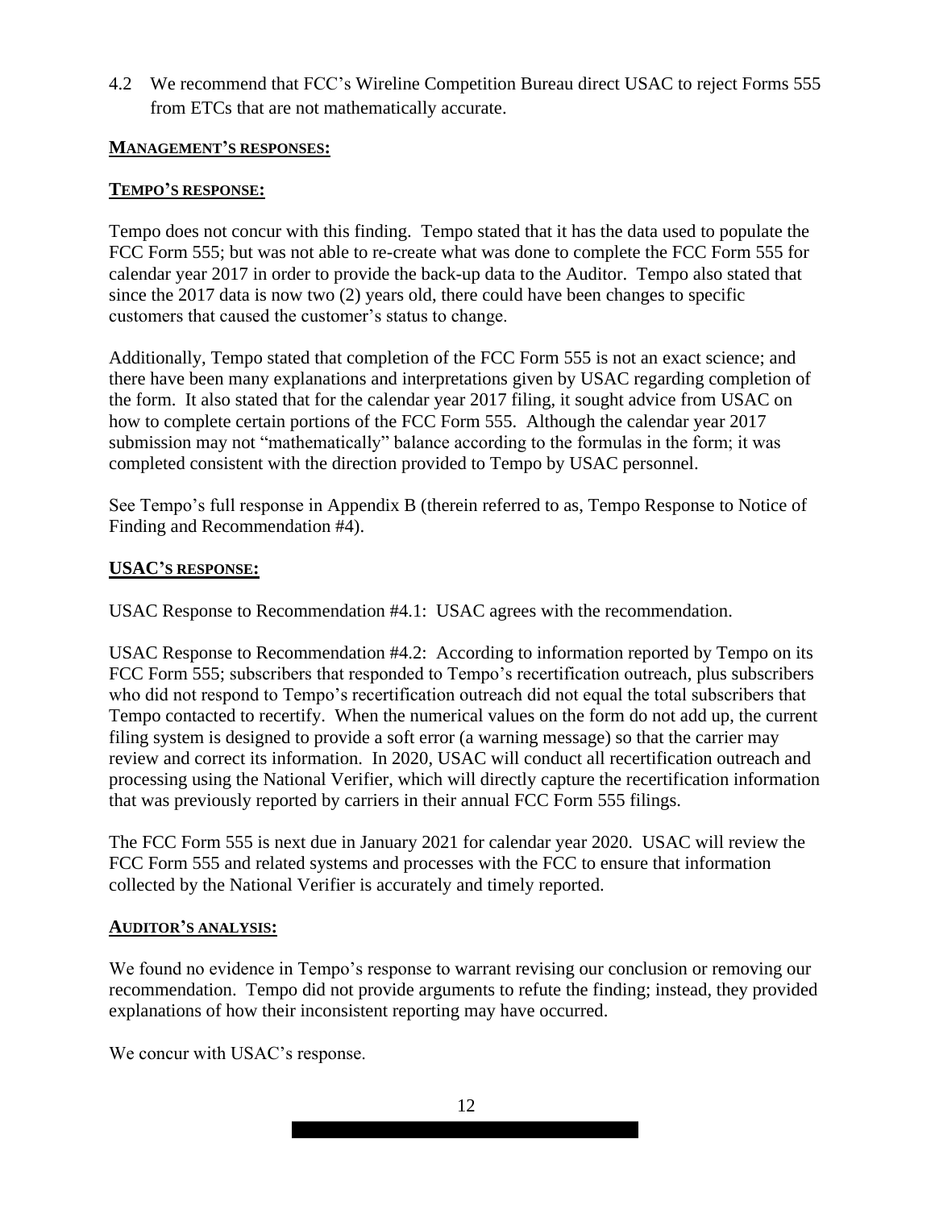4.2 We recommend that FCC's Wireline Competition Bureau direct USAC to reject Forms 555 from ETCs that are not mathematically accurate.

**MANAGEMENT'S RESPONSES:**

**TEMPO'S RESPONSE:**

Tempo does not concur with this finding. Tempo stated that it has the data used to populate the FCC Form 555; but was not able to re-create what was done to complete the FCC Form 555 for calendar year 2017 in order to provide the back-up data to the Auditor. Tempo also stated that since the 2017 data is now two (2) years old, there could have been changes to specific customers that caused the customer's status to change.

Additionally, Tempo stated that completion of the FCC Form 555 is not an exact science; and there have been many explanations and interpretations given by USAC regarding completion of the form. It also stated that for the calendar year 2017 filing, it sought advice from USAC on how to complete certain portions of the FCC Form 555. Although the calendar year 2017 submission may not "mathematically" balance according to the formulas in the form; it was completed consistent with the direction provided to Tempo by USAC personnel.

See Tempo's full response in Appendix B (therein referred to as, Tempo Response to Notice of Finding and Recommendation #4).

**USAC'S RESPONSE:**

USAC Response to Recommendation #4.1: USAC agrees with the recommendation.

USAC Response to Recommendation #4.2: According to information reported by Tempo on its FCC Form 555; subscribers that responded to Tempo's recertification outreach, plus subscribers who did not respond to Tempo's recertification outreach did not equal the total subscribers that Tempo contacted to recertify. When the numerical values on the form do not add up, the current filing system is designed to provide a soft error (a warning message) so that the carrier may review and correct its information. In 2020, USAC will conduct all recertification outreach and processing using the National Verifier, which will directly capture the recertification information that was previously reported by carriers in their annual FCC Form 555 filings.

The FCC Form 555 is next due in January 2021 for calendar year 2020. USAC will review the FCC Form 555 and related systems and processes with the FCC to ensure that information collected by the National Verifier is accurately and timely reported.

**AUDITOR'S ANALYSIS:**

We found no evidence in Tempo's response to warrant revising our conclusion or removing our recommendation. Tempo did not provide arguments to refute the finding; instead, they provided explanations of how their inconsistent reporting may have occurred.

We concur with USAC's response.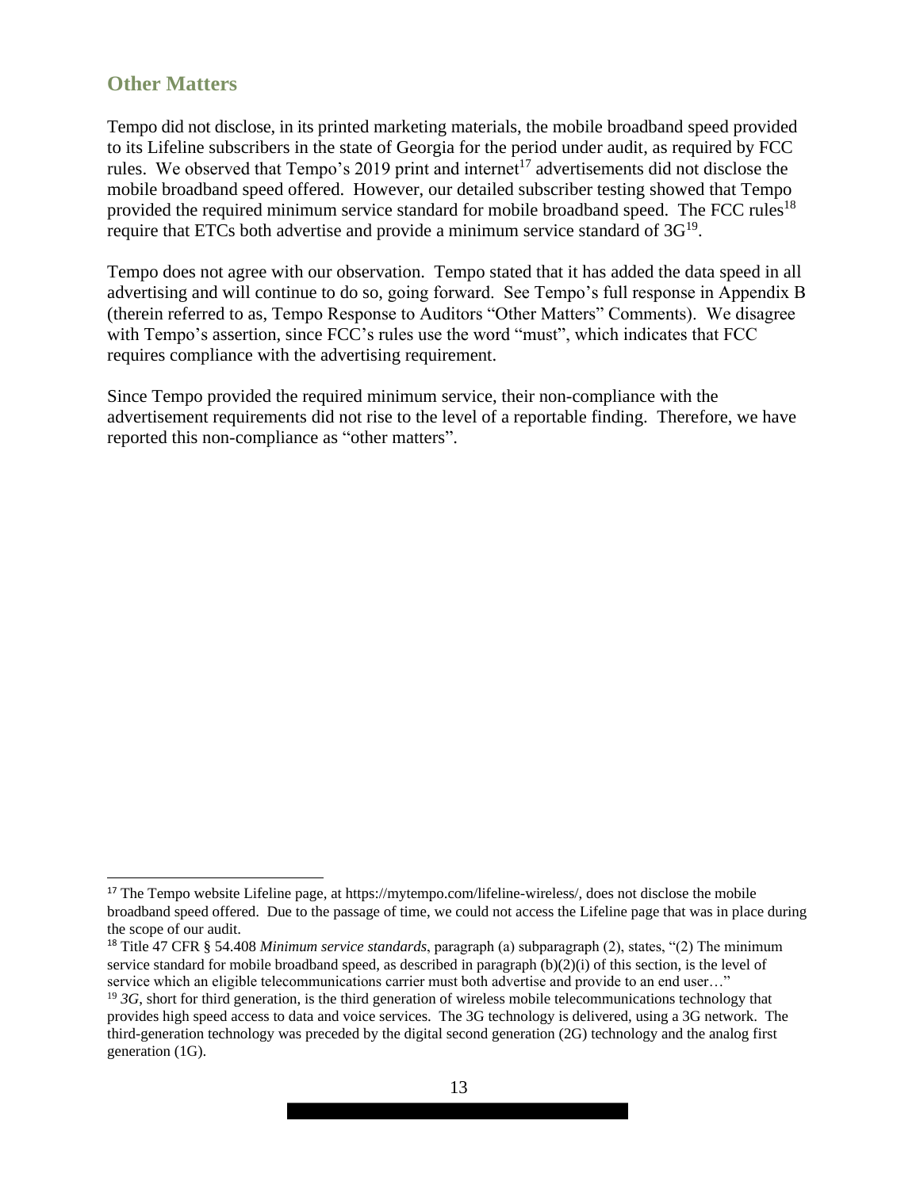## Other Matters

Tempo did not disclose, in its printed marketing materials, the mobile broadband speed provided to its Lifeline subscribers in the state of Georgia for the period under audit, as required by FCC rules. We observed that Tempo's 2019 print and internet[17] advertisements did not disclose the mobile broadband speed offered. However, our detailed subscriber testing showed that Tempo provided the required minimum service standard for mobile broadband speed. The FCC rules[18] require that ETCs both advertise and provide a minimum service standard of 3G[19].

Tempo does not agree with our observation. Tempo stated that it has added the data speed in all advertising and will continue to do so, going forward. See Tempo's full response in Appendix B (therein referred to as, Tempo Response to Auditors "Other Matters" Comments). We disagree with Tempo's assertion, since FCC's rules use the word "must", which indicates that FCC requires compliance with the advertising requirement.

Since Tempo provided the required minimum service, their non-compliance with the advertisement requirements did not rise to the level of a reportable finding. Therefore, we have reported this non-compliance as "other matters".

---

[17] The Tempo website Lifeline page, at https://mytempo.com/lifeline-wireless/, does not disclose the mobile broadband speed offered. Due to the passage of time, we could not access the Lifeline page that was in place during the scope of our audit.

[18] Title 47 CFR § 54.408 *Minimum service standards*, paragraph (a) subparagraph (2), states, "(2) The minimum service standard for mobile broadband speed, as described in paragraph (b)(2)(i) of this section, is the level of service which an eligible telecommunications carrier must both advertise and provide to an end user…"

[19] *3G*, short for third generation, is the third generation of wireless mobile telecommunications technology that provides high speed access to data and voice services. The 3G technology is delivered, using a 3G network. The third-generation technology was preceded by the digital second generation (2G) technology and the analog first generation (1G).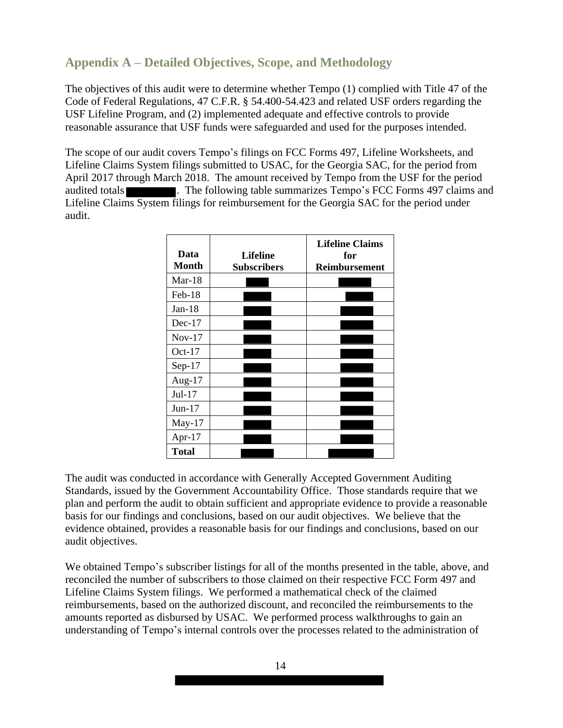## Appendix A – Detailed Objectives, Scope, and Methodology

The objectives of this audit were to determine whether Tempo (1) complied with Title 47 of the Code of Federal Regulations, 47 C.F.R. § 54.400-54.423 and related USF orders regarding the USF Lifeline Program, and (2) implemented adequate and effective controls to provide reasonable assurance that USF funds were safeguarded and used for the purposes intended.

The scope of our audit covers Tempo's filings on FCC Forms 497, Lifeline Worksheets, and Lifeline Claims System filings submitted to USAC, for the Georgia SAC, for the period from April 2017 through March 2018. The amount received by Tempo from the USF for the period audited totals [REDACTED]. The following table summarizes Tempo's FCC Forms 497 claims and Lifeline Claims System filings for reimbursement for the Georgia SAC for the period under audit.

| Data Month | Lifeline Subscribers | Lifeline Claims for Reimbursement |
|---|---|---|
| Mar-18 | [REDACTED] | [REDACTED] |
| Feb-18 | [REDACTED] | [REDACTED] |
| Jan-18 | [REDACTED] | [REDACTED] |
| Dec-17 | [REDACTED] | [REDACTED] |
| Nov-17 | [REDACTED] | [REDACTED] |
| Oct-17 | [REDACTED] | [REDACTED] |
| Sep-17 | [REDACTED] | [REDACTED] |
| Aug-17 | [REDACTED] | [REDACTED] |
| Jul-17 | [REDACTED] | [REDACTED] |
| Jun-17 | [REDACTED] | [REDACTED] |
| May-17 | [REDACTED] | [REDACTED] |
| Apr-17 | [REDACTED] | [REDACTED] |
| **Total** | [REDACTED] | [REDACTED] |

The audit was conducted in accordance with Generally Accepted Government Auditing Standards, issued by the Government Accountability Office. Those standards require that we plan and perform the audit to obtain sufficient and appropriate evidence to provide a reasonable basis for our findings and conclusions, based on our audit objectives. We believe that the evidence obtained, provides a reasonable basis for our findings and conclusions, based on our audit objectives.

We obtained Tempo's subscriber listings for all of the months presented in the table, above, and reconciled the number of subscribers to those claimed on their respective FCC Form 497 and Lifeline Claims System filings. We performed a mathematical check of the claimed reimbursements, based on the authorized discount, and reconciled the reimbursements to the amounts reported as disbursed by USAC. We performed process walkthroughs to gain an understanding of Tempo's internal controls over the processes related to the administration of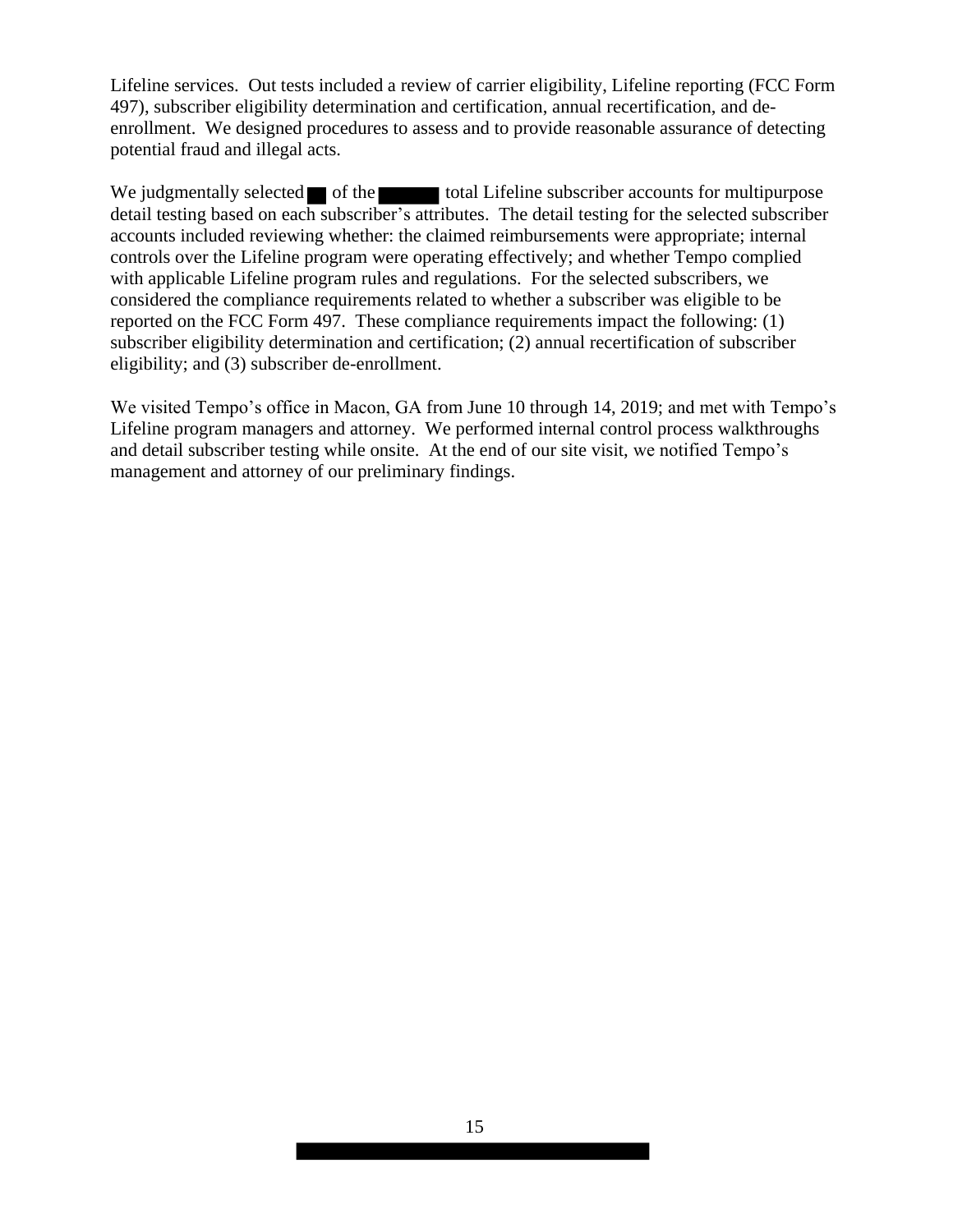Lifeline services. Out tests included a review of carrier eligibility, Lifeline reporting (FCC Form 497), subscriber eligibility determination and certification, annual recertification, and de-enrollment. We designed procedures to assess and to provide reasonable assurance of detecting potential fraud and illegal acts.

We judgmentally selected ██ of the ██████ total Lifeline subscriber accounts for multipurpose detail testing based on each subscriber's attributes. The detail testing for the selected subscriber accounts included reviewing whether: the claimed reimbursements were appropriate; internal controls over the Lifeline program were operating effectively; and whether Tempo complied with applicable Lifeline program rules and regulations. For the selected subscribers, we considered the compliance requirements related to whether a subscriber was eligible to be reported on the FCC Form 497. These compliance requirements impact the following: (1) subscriber eligibility determination and certification; (2) annual recertification of subscriber eligibility; and (3) subscriber de-enrollment.

We visited Tempo's office in Macon, GA from June 10 through 14, 2019; and met with Tempo's Lifeline program managers and attorney. We performed internal control process walkthroughs and detail subscriber testing while onsite. At the end of our site visit, we notified Tempo's management and attorney of our preliminary findings.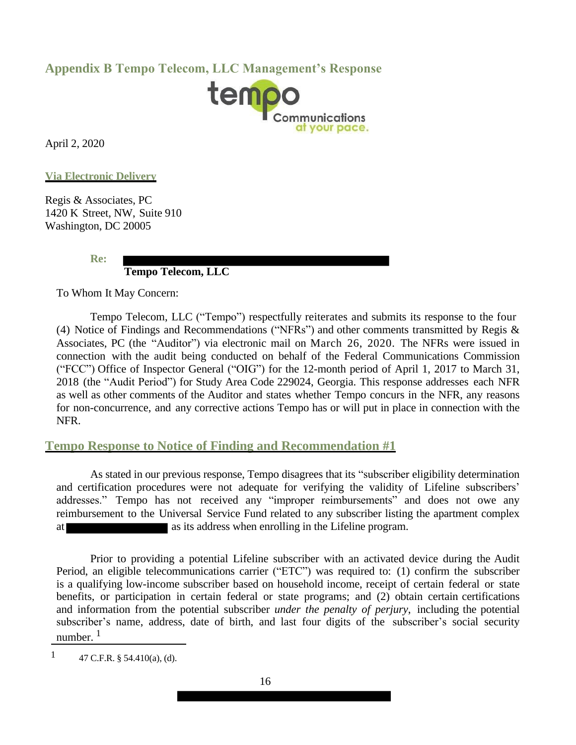## Appendix B Tempo Telecom, LLC Management's Response

April 2, 2020

**Via Electronic Delivery**

Regis & Associates, PC
1420 K Street, NW, Suite 910
Washington, DC 20005

**Re:** ████████████████████████
**Tempo Telecom, LLC**

To Whom It May Concern:

Tempo Telecom, LLC ("Tempo") respectfully reiterates and submits its response to the four (4) Notice of Findings and Recommendations ("NFRs") and other comments transmitted by Regis & Associates, PC (the "Auditor") via electronic mail on March 26, 2020. The NFRs were issued in connection with the audit being conducted on behalf of the Federal Communications Commission ("FCC") Office of Inspector General ("OIG") for the 12-month period of April 1, 2017 to March 31, 2018 (the "Audit Period") for Study Area Code 229024, Georgia. This response addresses each NFR as well as other comments of the Auditor and states whether Tempo concurs in the NFR, any reasons for non-concurrence, and any corrective actions Tempo has or will put in place in connection with the NFR.

## Tempo Response to Notice of Finding and Recommendation #1

As stated in our previous response, Tempo disagrees that its "subscriber eligibility determination and certification procedures were not adequate for verifying the validity of Lifeline subscribers' addresses." Tempo has not received any "improper reimbursements" and does not owe any reimbursement to the Universal Service Fund related to any subscriber listing the apartment complex at ██████████ as its address when enrolling in the Lifeline program.

Prior to providing a potential Lifeline subscriber with an activated device during the Audit Period, an eligible telecommunications carrier ("ETC") was required to: (1) confirm the subscriber is a qualifying low-income subscriber based on household income, receipt of certain federal or state benefits, or participation in certain federal or state programs; and (2) obtain certain certifications and information from the potential subscriber *under the penalty of perjury*, including the potential subscriber's name, address, date of birth, and last four digits of the subscriber's social security number.[1]

[1] 47 C.F.R. § 54.410(a), (d).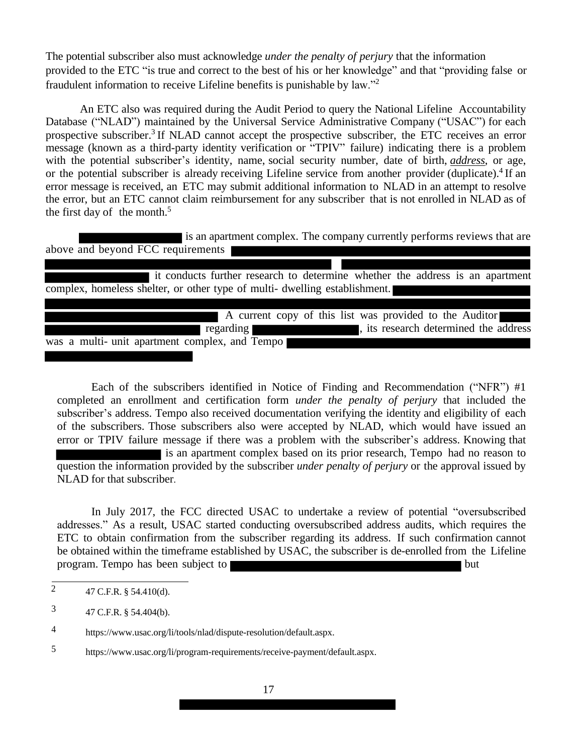The potential subscriber also must acknowledge *under the penalty of perjury* that the information provided to the ETC "is true and correct to the best of his or her knowledge" and that "providing false or fraudulent information to receive Lifeline benefits is punishable by law."[2]

An ETC also was required during the Audit Period to query the National Lifeline Accountability Database ("NLAD") maintained by the Universal Service Administrative Company ("USAC") for each prospective subscriber.[3] If NLAD cannot accept the prospective subscriber, the ETC receives an error message (known as a third-party identity verification or "TPIV" failure) indicating there is a problem with the potential subscriber's identity, name, social security number, date of birth, ***address***, or age, or the potential subscriber is already receiving Lifeline service from another provider (duplicate).[4] If an error message is received, an ETC may submit additional information to NLAD in an attempt to resolve the error, but an ETC cannot claim reimbursement for any subscriber that is not enrolled in NLAD as of the first day of the month.[5]

[REDACTED] is an apartment complex. The company currently performs reviews that are above and beyond FCC requirements [REDACTED] [REDACTED] it conducts further research to determine whether the address is an apartment complex, homeless shelter, or other type of multi- dwelling establishment. [REDACTED] A current copy of this list was provided to the Auditor [REDACTED] regarding [REDACTED], its research determined the address was a multi- unit apartment complex, and Tempo [REDACTED]

Each of the subscribers identified in Notice of Finding and Recommendation ("NFR") #1 completed an enrollment and certification form *under the penalty of perjury* that included the subscriber's address. Tempo also received documentation verifying the identity and eligibility of each of the subscribers. Those subscribers also were accepted by NLAD, which would have issued an error or TPIV failure message if there was a problem with the subscriber's address. Knowing that [REDACTED] is an apartment complex based on its prior research, Tempo had no reason to question the information provided by the subscriber *under penalty of perjury* or the approval issued by NLAD for that subscriber.

In July 2017, the FCC directed USAC to undertake a review of potential "oversubscribed addresses." As a result, USAC started conducting oversubscribed address audits, which requires the ETC to obtain confirmation from the subscriber regarding its address. If such confirmation cannot be obtained within the timeframe established by USAC, the subscriber is de-enrolled from the Lifeline program. Tempo has been subject to [REDACTED] but

---

[2] 47 C.F.R. § 54.410(d).

[3] 47 C.F.R. § 54.404(b).

[4] https://www.usac.org/li/tools/nlad/dispute-resolution/default.aspx.

[5] https://www.usac.org/li/program-requirements/receive-payment/default.aspx.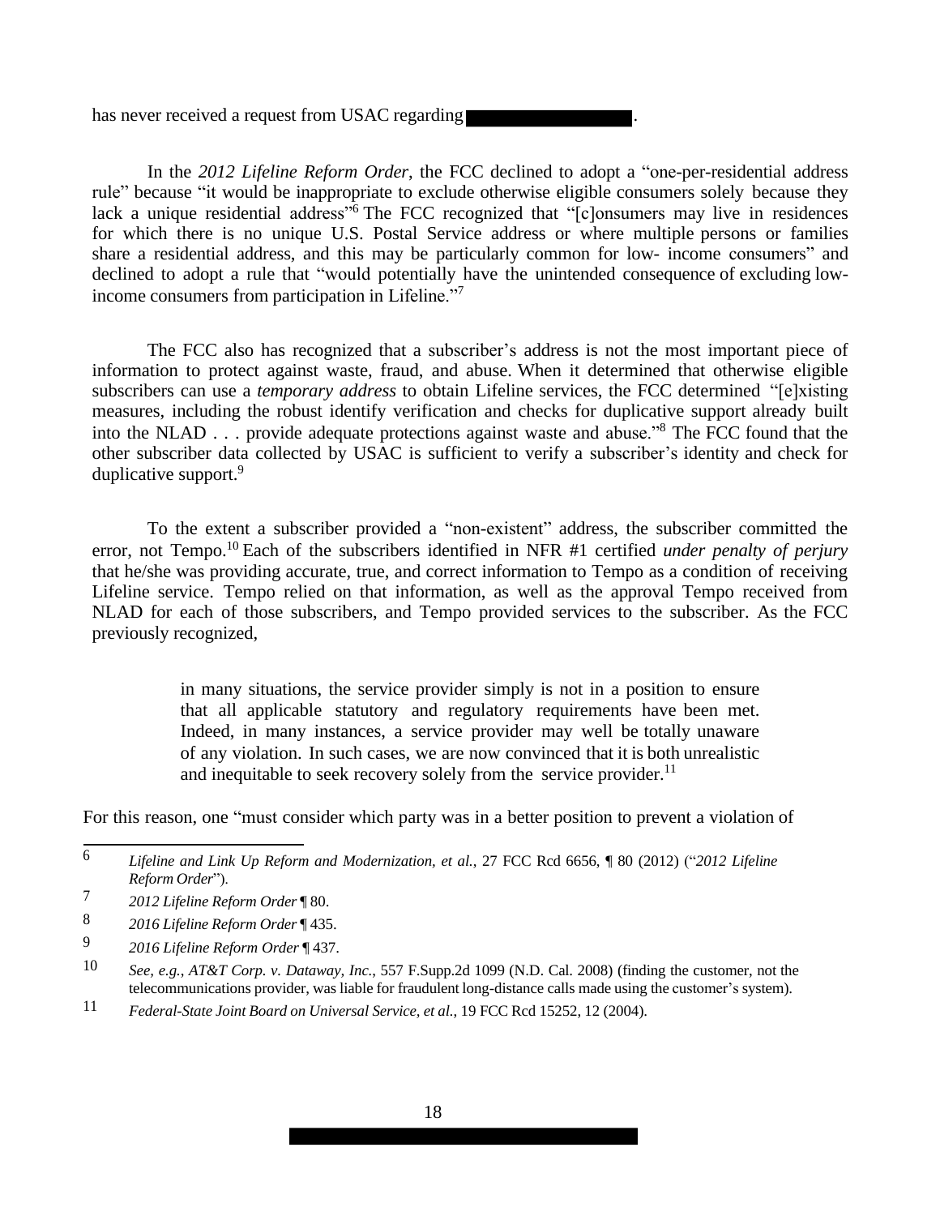has never received a request from USAC regarding [REDACTED].

In the *2012 Lifeline Reform Order*, the FCC declined to adopt a "one-per-residential address rule" because "it would be inappropriate to exclude otherwise eligible consumers solely because they lack a unique residential address"[6] The FCC recognized that "[c]onsumers may live in residences for which there is no unique U.S. Postal Service address or where multiple persons or families share a residential address, and this may be particularly common for low- income consumers" and declined to adopt a rule that "would potentially have the unintended consequence of excluding low-income consumers from participation in Lifeline."[7]

The FCC also has recognized that a subscriber's address is not the most important piece of information to protect against waste, fraud, and abuse. When it determined that otherwise eligible subscribers can use a *temporary address* to obtain Lifeline services, the FCC determined "[e]xisting measures, including the robust identify verification and checks for duplicative support already built into the NLAD . . . provide adequate protections against waste and abuse."[8] The FCC found that the other subscriber data collected by USAC is sufficient to verify a subscriber's identity and check for duplicative support.[9]

To the extent a subscriber provided a "non-existent" address, the subscriber committed the error, not Tempo.[10] Each of the subscribers identified in NFR #1 certified *under penalty of perjury* that he/she was providing accurate, true, and correct information to Tempo as a condition of receiving Lifeline service. Tempo relied on that information, as well as the approval Tempo received from NLAD for each of those subscribers, and Tempo provided services to the subscriber. As the FCC previously recognized,

> in many situations, the service provider simply is not in a position to ensure that all applicable statutory and regulatory requirements have been met. Indeed, in many instances, a service provider may well be totally unaware of any violation. In such cases, we are now convinced that it is both unrealistic and inequitable to seek recovery solely from the service provider.[11]

For this reason, one "must consider which party was in a better position to prevent a violation of

---

6 *Lifeline and Link Up Reform and Modernization, et al.*, 27 FCC Rcd 6656, ¶ 80 (2012) ("*2012 Lifeline Reform Order*").

7 *2012 Lifeline Reform Order* ¶ 80.

8 *2016 Lifeline Reform Order* ¶ 435.

9 *2016 Lifeline Reform Order* ¶ 437.

10 *See, e.g., AT&T Corp. v. Dataway, Inc.*, 557 F.Supp.2d 1099 (N.D. Cal. 2008) (finding the customer, not the telecommunications provider, was liable for fraudulent long-distance calls made using the customer's system).

11 *Federal-State Joint Board on Universal Service, et al.*, 19 FCC Rcd 15252, 12 (2004).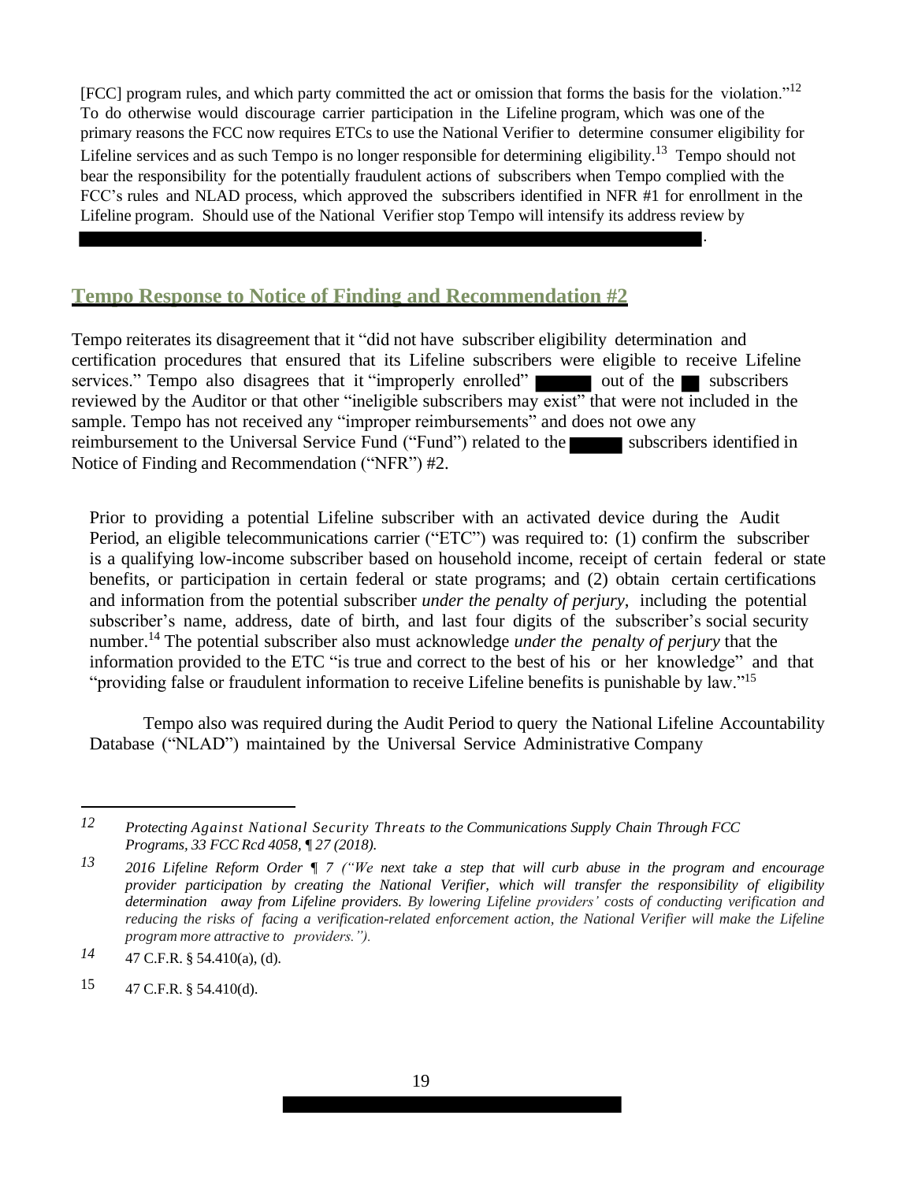[FCC] program rules, and which party committed the act or omission that forms the basis for the violation."[12] To do otherwise would discourage carrier participation in the Lifeline program, which was one of the primary reasons the FCC now requires ETCs to use the National Verifier to determine consumer eligibility for Lifeline services and as such Tempo is no longer responsible for determining eligibility.[13] Tempo should not bear the responsibility for the potentially fraudulent actions of subscribers when Tempo complied with the FCC's rules and NLAD process, which approved the subscribers identified in NFR #1 for enrollment in the Lifeline program. Should use of the National Verifier stop Tempo will intensify its address review by ██████████████████████████████████████.

## Tempo Response to Notice of Finding and Recommendation #2

Tempo reiterates its disagreement that it "did not have subscriber eligibility determination and certification procedures that ensured that its Lifeline subscribers were eligible to receive Lifeline services." Tempo also disagrees that it "improperly enrolled" ████ out of the ██ subscribers reviewed by the Auditor or that other "ineligible subscribers may exist" that were not included in the sample. Tempo has not received any "improper reimbursements" and does not owe any reimbursement to the Universal Service Fund ("Fund") related to the ████ subscribers identified in Notice of Finding and Recommendation ("NFR") #2.

Prior to providing a potential Lifeline subscriber with an activated device during the Audit Period, an eligible telecommunications carrier ("ETC") was required to: (1) confirm the subscriber is a qualifying low-income subscriber based on household income, receipt of certain federal or state benefits, or participation in certain federal or state programs; and (2) obtain certain certifications and information from the potential subscriber *under the penalty of perjury*, including the potential subscriber's name, address, date of birth, and last four digits of the subscriber's social security number.[14] The potential subscriber also must acknowledge *under the penalty of perjury* that the information provided to the ETC "is true and correct to the best of his or her knowledge" and that "providing false or fraudulent information to receive Lifeline benefits is punishable by law."[15]

Tempo also was required during the Audit Period to query the National Lifeline Accountability Database ("NLAD") maintained by the Universal Service Administrative Company

---

12 *Protecting Against National Security Threats to the Communications Supply Chain Through FCC Programs, 33 FCC Rcd 4058, ¶ 27 (2018).*

13 *2016 Lifeline Reform Order ¶ 7 ("We next take a step that will curb abuse in the program and encourage provider participation by creating the National Verifier, which will transfer the responsibility of eligibility determination away from Lifeline providers. By lowering Lifeline providers' costs of conducting verification and reducing the risks of facing a verification-related enforcement action, the National Verifier will make the Lifeline program more attractive to providers.").*

14 47 C.F.R. § 54.410(a), (d).

15 47 C.F.R. § 54.410(d).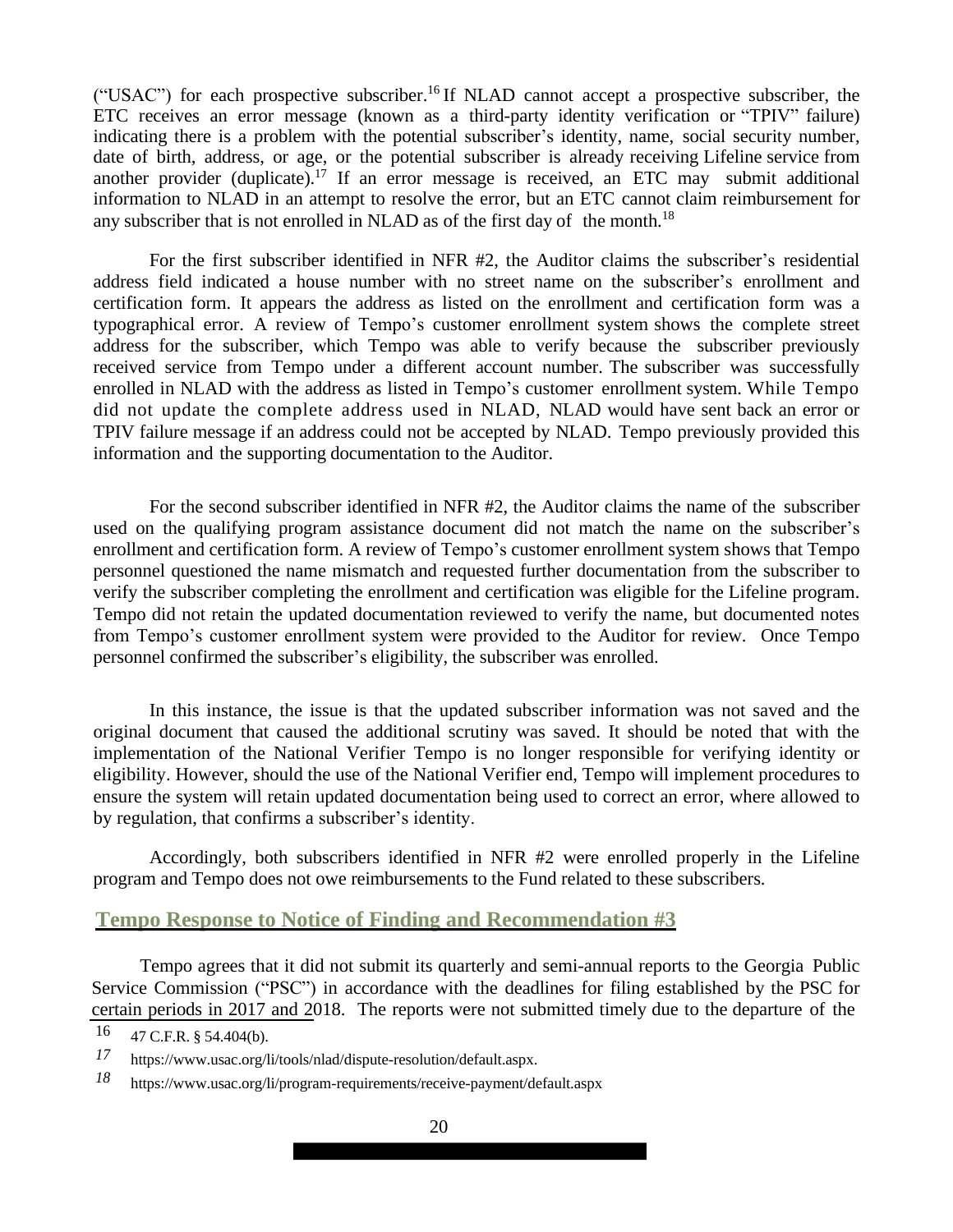("USAC") for each prospective subscriber.[16] If NLAD cannot accept a prospective subscriber, the ETC receives an error message (known as a third-party identity verification or "TPIV" failure) indicating there is a problem with the potential subscriber's identity, name, social security number, date of birth, address, or age, or the potential subscriber is already receiving Lifeline service from another provider (duplicate).[17] If an error message is received, an ETC may submit additional information to NLAD in an attempt to resolve the error, but an ETC cannot claim reimbursement for any subscriber that is not enrolled in NLAD as of the first day of the month.[18]

For the first subscriber identified in NFR #2, the Auditor claims the subscriber's residential address field indicated a house number with no street name on the subscriber's enrollment and certification form. It appears the address as listed on the enrollment and certification form was a typographical error. A review of Tempo's customer enrollment system shows the complete street address for the subscriber, which Tempo was able to verify because the subscriber previously received service from Tempo under a different account number. The subscriber was successfully enrolled in NLAD with the address as listed in Tempo's customer enrollment system. While Tempo did not update the complete address used in NLAD, NLAD would have sent back an error or TPIV failure message if an address could not be accepted by NLAD. Tempo previously provided this information and the supporting documentation to the Auditor.

For the second subscriber identified in NFR #2, the Auditor claims the name of the subscriber used on the qualifying program assistance document did not match the name on the subscriber's enrollment and certification form. A review of Tempo's customer enrollment system shows that Tempo personnel questioned the name mismatch and requested further documentation from the subscriber to verify the subscriber completing the enrollment and certification was eligible for the Lifeline program. Tempo did not retain the updated documentation reviewed to verify the name, but documented notes from Tempo's customer enrollment system were provided to the Auditor for review. Once Tempo personnel confirmed the subscriber's eligibility, the subscriber was enrolled.

In this instance, the issue is that the updated subscriber information was not saved and the original document that caused the additional scrutiny was saved. It should be noted that with the implementation of the National Verifier Tempo is no longer responsible for verifying identity or eligibility. However, should the use of the National Verifier end, Tempo will implement procedures to ensure the system will retain updated documentation being used to correct an error, where allowed to by regulation, that confirms a subscriber's identity.

Accordingly, both subscribers identified in NFR #2 were enrolled properly in the Lifeline program and Tempo does not owe reimbursements to the Fund related to these subscribers.

## Tempo Response to Notice of Finding and Recommendation #3

Tempo agrees that it did not submit its quarterly and semi-annual reports to the Georgia Public Service Commission ("PSC") in accordance with the deadlines for filing established by the PSC for certain periods in 2017 and 2018. The reports were not submitted timely due to the departure of the

---

16 47 C.F.R. § 54.404(b).

17 https://www.usac.org/li/tools/nlad/dispute-resolution/default.aspx.

18 https://www.usac.org/li/program-requirements/receive-payment/default.aspx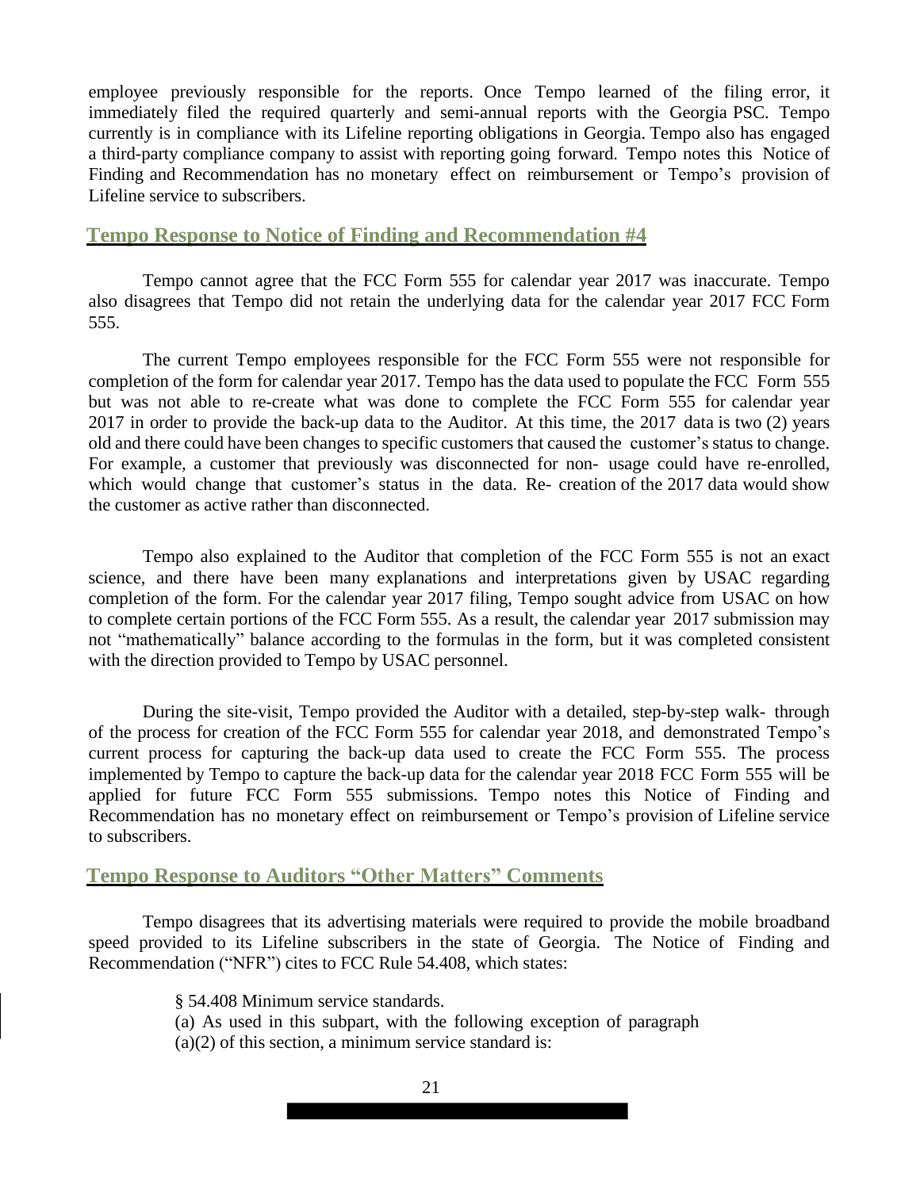employee previously responsible for the reports. Once Tempo learned of the filing error, it immediately filed the required quarterly and semi-annual reports with the Georgia PSC. Tempo currently is in compliance with its Lifeline reporting obligations in Georgia. Tempo also has engaged a third-party compliance company to assist with reporting going forward. Tempo notes this Notice of Finding and Recommendation has no monetary effect on reimbursement or Tempo's provision of Lifeline service to subscribers.

## Tempo Response to Notice of Finding and Recommendation #4

Tempo cannot agree that the FCC Form 555 for calendar year 2017 was inaccurate. Tempo also disagrees that Tempo did not retain the underlying data for the calendar year 2017 FCC Form 555.

The current Tempo employees responsible for the FCC Form 555 were not responsible for completion of the form for calendar year 2017. Tempo has the data used to populate the FCC Form 555 but was not able to re-create what was done to complete the FCC Form 555 for calendar year 2017 in order to provide the back-up data to the Auditor. At this time, the 2017 data is two (2) years old and there could have been changes to specific customers that caused the customer's status to change. For example, a customer that previously was disconnected for non- usage could have re-enrolled, which would change that customer's status in the data. Re- creation of the 2017 data would show the customer as active rather than disconnected.

Tempo also explained to the Auditor that completion of the FCC Form 555 is not an exact science, and there have been many explanations and interpretations given by USAC regarding completion of the form. For the calendar year 2017 filing, Tempo sought advice from USAC on how to complete certain portions of the FCC Form 555. As a result, the calendar year 2017 submission may not "mathematically" balance according to the formulas in the form, but it was completed consistent with the direction provided to Tempo by USAC personnel.

During the site-visit, Tempo provided the Auditor with a detailed, step-by-step walk- through of the process for creation of the FCC Form 555 for calendar year 2018, and demonstrated Tempo's current process for capturing the back-up data used to create the FCC Form 555. The process implemented by Tempo to capture the back-up data for the calendar year 2018 FCC Form 555 will be applied for future FCC Form 555 submissions. Tempo notes this Notice of Finding and Recommendation has no monetary effect on reimbursement or Tempo's provision of Lifeline service to subscribers.

## Tempo Response to Auditors "Other Matters" Comments

Tempo disagrees that its advertising materials were required to provide the mobile broadband speed provided to its Lifeline subscribers in the state of Georgia. The Notice of Finding and Recommendation ("NFR") cites to FCC Rule 54.408, which states:

> § 54.408 Minimum service standards.
> (a) As used in this subpart, with the following exception of paragraph (a)(2) of this section, a minimum service standard is: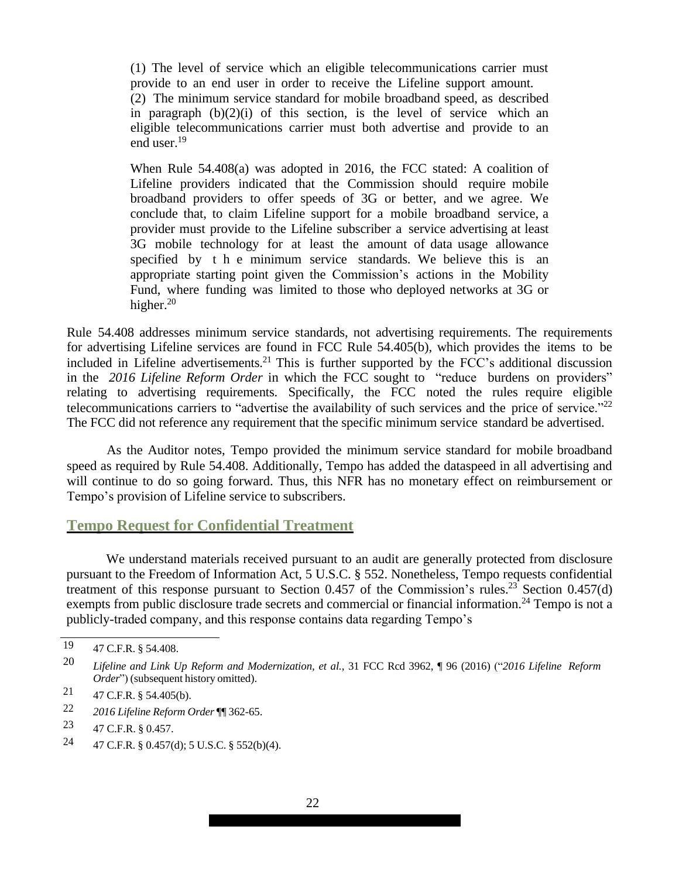> (1) The level of service which an eligible telecommunications carrier must provide to an end user in order to receive the Lifeline support amount.
> (2) The minimum service standard for mobile broadband speed, as described in paragraph (b)(2)(i) of this section, is the level of service which an eligible telecommunications carrier must both advertise and provide to an end user.[19]

> When Rule 54.408(a) was adopted in 2016, the FCC stated: A coalition of Lifeline providers indicated that the Commission should require mobile broadband providers to offer speeds of 3G or better, and we agree. We conclude that, to claim Lifeline support for a mobile broadband service, a provider must provide to the Lifeline subscriber a service advertising at least 3G mobile technology for at least the amount of data usage allowance specified by the minimum service standards. We believe this is an appropriate starting point given the Commission's actions in the Mobility Fund, where funding was limited to those who deployed networks at 3G or higher.[20]

Rule 54.408 addresses minimum service standards, not advertising requirements. The requirements for advertising Lifeline services are found in FCC Rule 54.405(b), which provides the items to be included in Lifeline advertisements.[21] This is further supported by the FCC's additional discussion in the *2016 Lifeline Reform Order* in which the FCC sought to "reduce burdens on providers" relating to advertising requirements. Specifically, the FCC noted the rules require eligible telecommunications carriers to "advertise the availability of such services and the price of service."[22] The FCC did not reference any requirement that the specific minimum service standard be advertised.

As the Auditor notes, Tempo provided the minimum service standard for mobile broadband speed as required by Rule 54.408. Additionally, Tempo has added the dataspeed in all advertising and will continue to do so going forward. Thus, this NFR has no monetary effect on reimbursement or Tempo's provision of Lifeline service to subscribers.

## Tempo Request for Confidential Treatment

We understand materials received pursuant to an audit are generally protected from disclosure pursuant to the Freedom of Information Act, 5 U.S.C. § 552. Nonetheless, Tempo requests confidential treatment of this response pursuant to Section 0.457 of the Commission's rules.[23] Section 0.457(d) exempts from public disclosure trade secrets and commercial or financial information.[24] Tempo is not a publicly-traded company, and this response contains data regarding Tempo's

---

19 47 C.F.R. § 54.408.

20 *Lifeline and Link Up Reform and Modernization, et al.*, 31 FCC Rcd 3962, ¶ 96 (2016) ("*2016 Lifeline Reform Order*") (subsequent history omitted).

21 47 C.F.R. § 54.405(b).

22 *2016 Lifeline Reform Order* ¶¶ 362-65.

23 47 C.F.R. § 0.457.

24 47 C.F.R. § 0.457(d); 5 U.S.C. § 552(b)(4).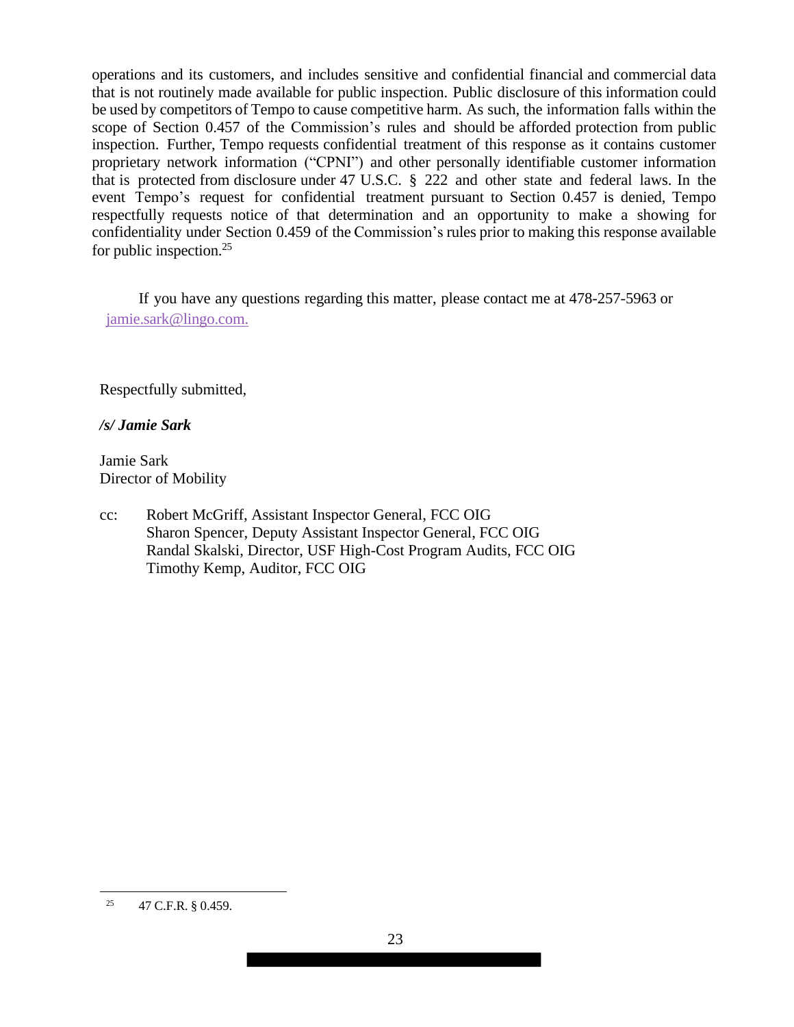operations and its customers, and includes sensitive and confidential financial and commercial data that is not routinely made available for public inspection. Public disclosure of this information could be used by competitors of Tempo to cause competitive harm. As such, the information falls within the scope of Section 0.457 of the Commission's rules and should be afforded protection from public inspection. Further, Tempo requests confidential treatment of this response as it contains customer proprietary network information ("CPNI") and other personally identifiable customer information that is protected from disclosure under 47 U.S.C. § 222 and other state and federal laws. In the event Tempo's request for confidential treatment pursuant to Section 0.457 is denied, Tempo respectfully requests notice of that determination and an opportunity to make a showing for confidentiality under Section 0.459 of the Commission's rules prior to making this response available for public inspection.[25]

If you have any questions regarding this matter, please contact me at 478-257-5963 or jamie.sark@lingo.com.

Respectfully submitted,

***/s/ Jamie Sark***

Jamie Sark
Director of Mobility

cc: Robert McGriff, Assistant Inspector General, FCC OIG
Sharon Spencer, Deputy Assistant Inspector General, FCC OIG
Randal Skalski, Director, USF High-Cost Program Audits, FCC OIG
Timothy Kemp, Auditor, FCC OIG

[25] 47 C.F.R. § 0.459.